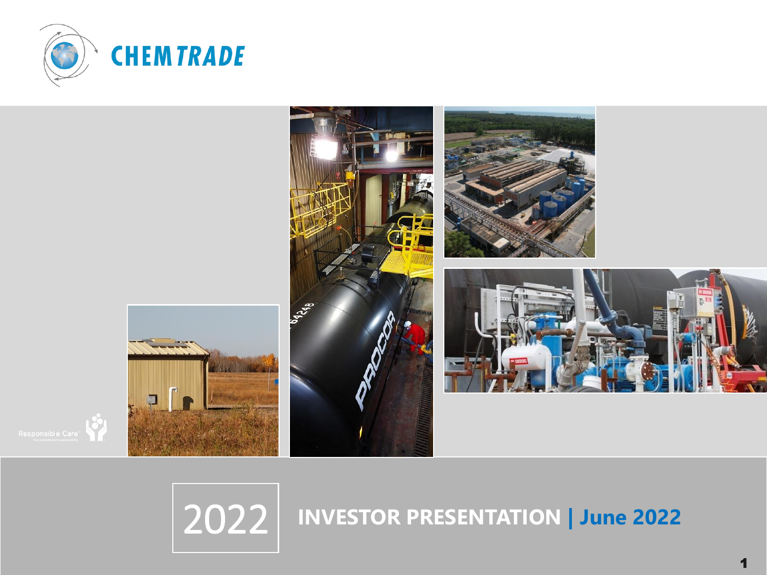# CHEMTRADE

Responsible Care®

# 2022 INVESTOR PRESENTATION | June 2022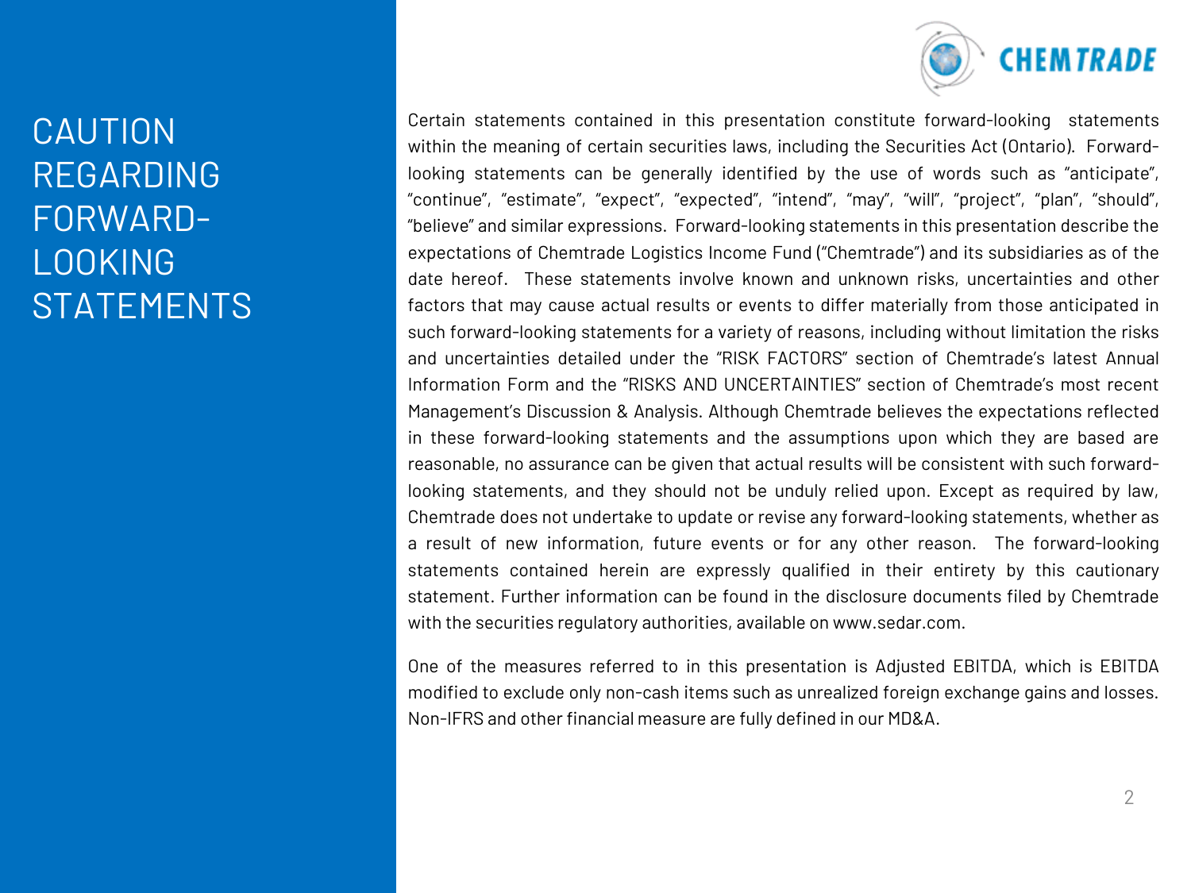# CAUTION REGARDING FORWARD-LOOKING STATEMENTS

Certain statements contained in this presentation constitute forward-looking statements within the meaning of certain securities laws, including the Securities Act (Ontario). Forward-looking statements can be generally identified by the use of words such as "anticipate", "continue", "estimate", "expect", "expected", "intend", "may", "will", "project", "plan", "should", "believe" and similar expressions. Forward-looking statements in this presentation describe the expectations of Chemtrade Logistics Income Fund ("Chemtrade") and its subsidiaries as of the date hereof. These statements involve known and unknown risks, uncertainties and other factors that may cause actual results or events to differ materially from those anticipated in such forward-looking statements for a variety of reasons, including without limitation the risks and uncertainties detailed under the "RISK FACTORS" section of Chemtrade's latest Annual Information Form and the "RISKS AND UNCERTAINTIES" section of Chemtrade's most recent Management's Discussion & Analysis. Although Chemtrade believes the expectations reflected in these forward-looking statements and the assumptions upon which they are based are reasonable, no assurance can be given that actual results will be consistent with such forward-looking statements, and they should not be unduly relied upon. Except as required by law, Chemtrade does not undertake to update or revise any forward-looking statements, whether as a result of new information, future events or for any other reason. The forward-looking statements contained herein are expressly qualified in their entirety by this cautionary statement. Further information can be found in the disclosure documents filed by Chemtrade with the securities regulatory authorities, available on www.sedar.com.

One of the measures referred to in this presentation is Adjusted EBITDA, which is EBITDA modified to exclude only non-cash items such as unrealized foreign exchange gains and losses. Non-IFRS and other financial measure are fully defined in our MD&A.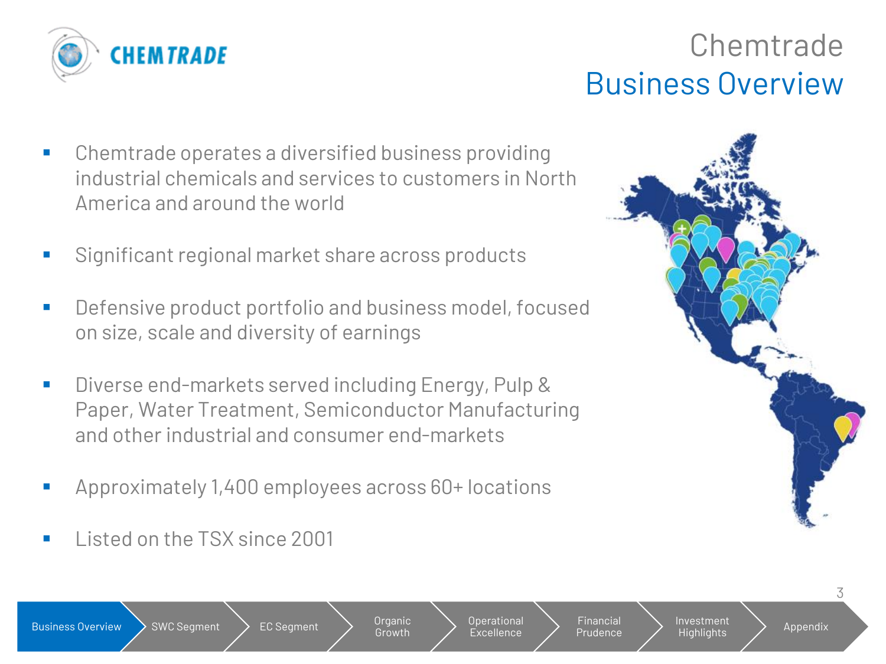# Chemtrade
## Business Overview

- Chemtrade operates a diversified business providing industrial chemicals and services to customers in North America and around the world
- Significant regional market share across products
- Defensive product portfolio and business model, focused on size, scale and diversity of earnings
- Diverse end-markets served including Energy, Pulp & Paper, Water Treatment, Semiconductor Manufacturing and other industrial and consumer end-markets
- Approximately 1,400 employees across 60+ locations
- Listed on the TSX since 2001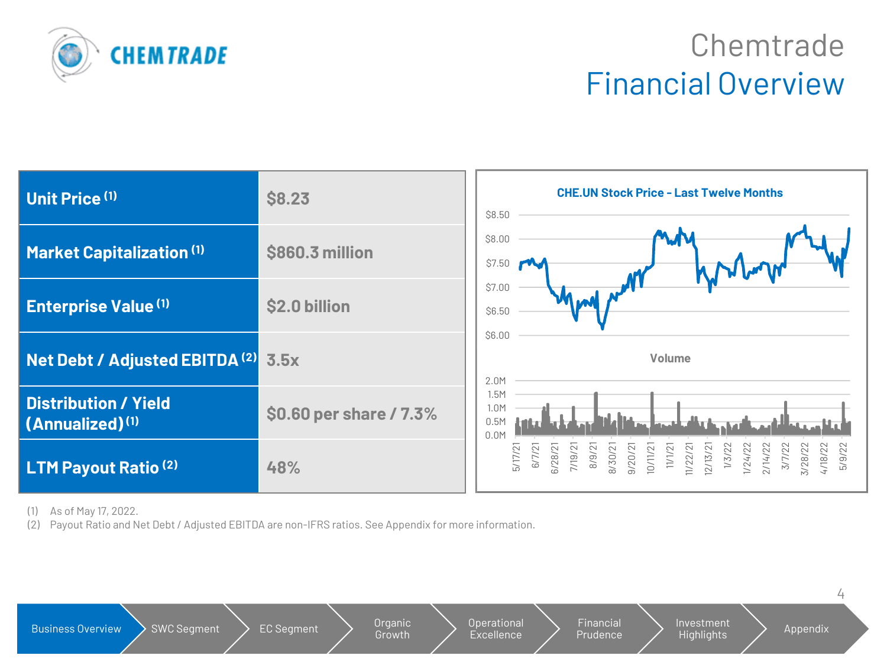# Chemtrade Financial Overview

| | |
|---|---|
| **Unit Price** [1] | $8.23 |
| **Market Capitalization** [1] | $860.3 million |
| **Enterprise Value** [1] | $2.0 billion |
| **Net Debt / Adjusted EBITDA** [2] | 3.5x |
| **Distribution / Yield (Annualized)** [1] | $0.60 per share / 7.3% |
| **LTM Payout Ratio** [2] | 48% |

**CHE.UN Stock Price - Last Twelve Months**

**Volume**

(1) As of May 17, 2022.
(2) Payout Ratio and Net Debt / Adjusted EBITDA are non-IFRS ratios. See Appendix for more information.

Business Overview | SWC Segment | EC Segment | Organic Growth | Operational Excellence | Financial Prudence | Investment Highlights | Appendix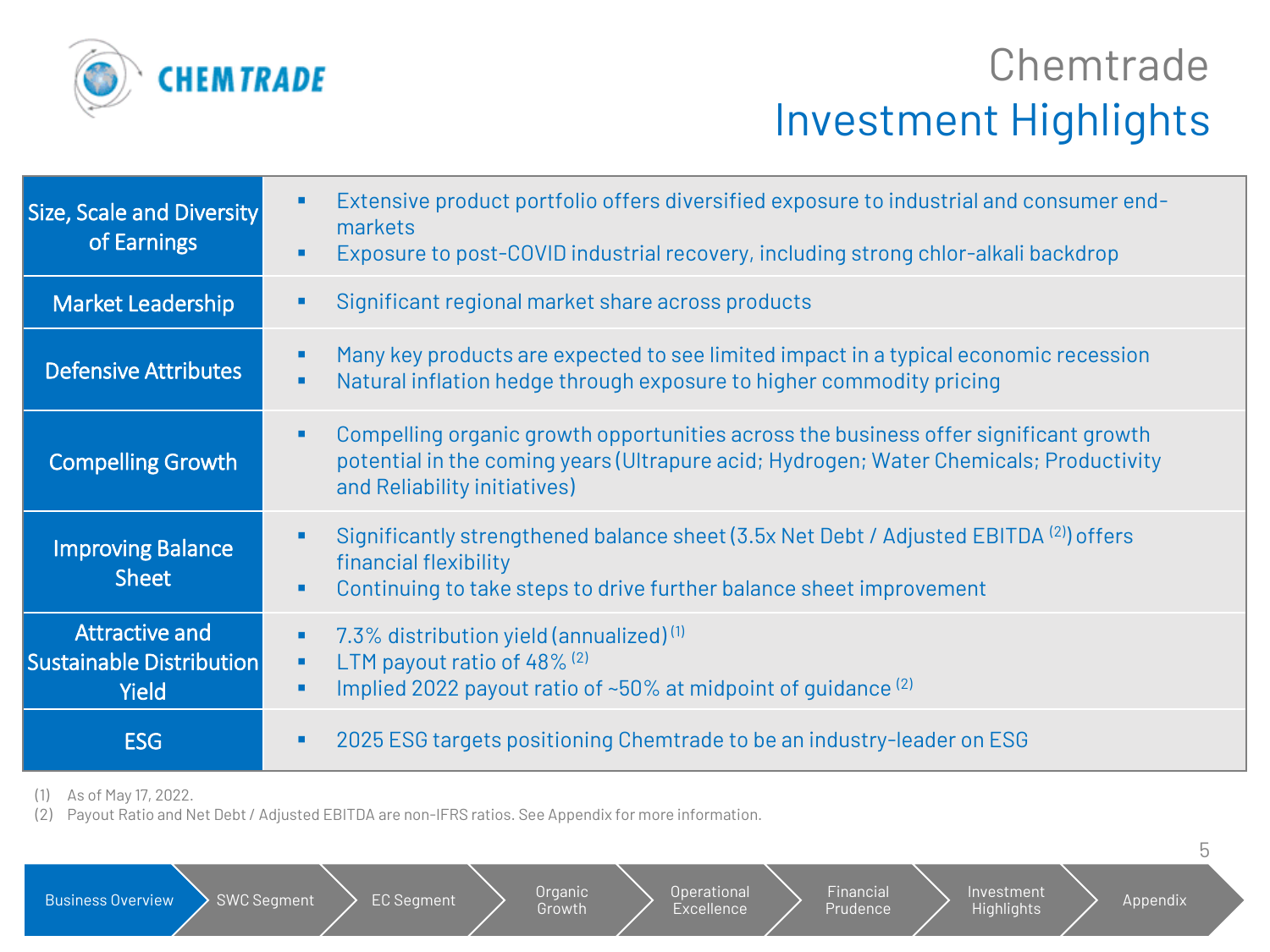# Chemtrade Investment Highlights

| | |
|---|---|
| **Size, Scale and Diversity of Earnings** | ▪ Extensive product portfolio offers diversified exposure to industrial and consumer end-markets<br>▪ Exposure to post-COVID industrial recovery, including strong chlor-alkali backdrop |
| **Market Leadership** | ▪ Significant regional market share across products |
| **Defensive Attributes** | ▪ Many key products are expected to see limited impact in a typical economic recession<br>▪ Natural inflation hedge through exposure to higher commodity pricing |
| **Compelling Growth** | ▪ Compelling organic growth opportunities across the business offer significant growth potential in the coming years (Ultrapure acid; Hydrogen; Water Chemicals; Productivity and Reliability initiatives) |
| **Improving Balance Sheet** | ▪ Significantly strengthened balance sheet (3.5x Net Debt / Adjusted EBITDA [2]) offers financial flexibility<br>▪ Continuing to take steps to drive further balance sheet improvement |
| **Attractive and Sustainable Distribution Yield** | ▪ 7.3% distribution yield (annualized) [1]<br>▪ LTM payout ratio of 48% [2]<br>▪ Implied 2022 payout ratio of ~50% at midpoint of guidance [2] |
| **ESG** | ▪ 2025 ESG targets positioning Chemtrade to be an industry-leader on ESG |

(1) As of May 17, 2022.
(2) Payout Ratio and Net Debt / Adjusted EBITDA are non-IFRS ratios. See Appendix for more information.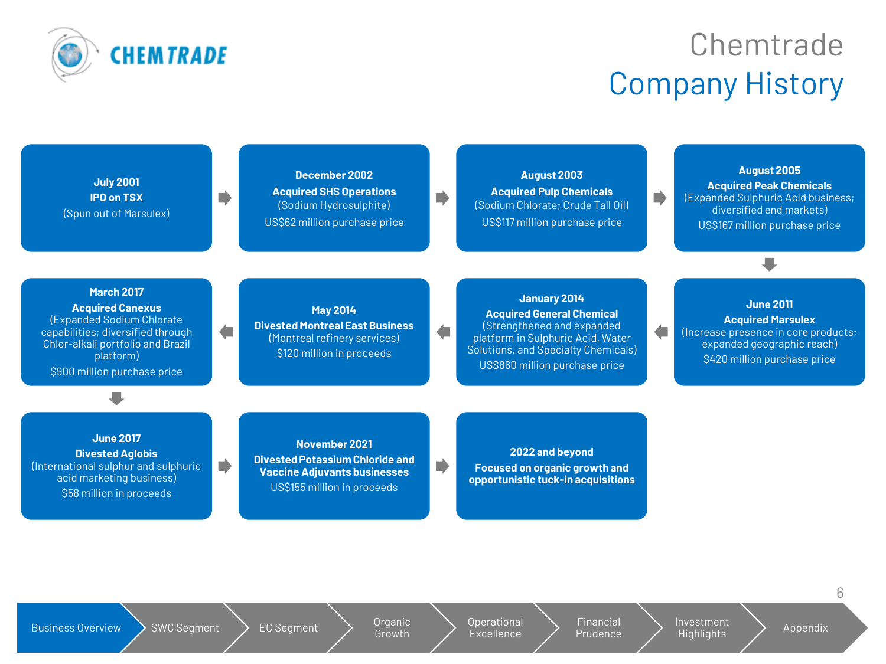# Chemtrade Company History

**July 2001**
**IPO on TSX**
(Spun out of Marsulex)

**December 2002**
**Acquired SHS Operations**
(Sodium Hydrosulphite)
US$62 million purchase price

**August 2003**
**Acquired Pulp Chemicals**
(Sodium Chlorate; Crude Tall Oil)
US$117 million purchase price

**August 2005**
**Acquired Peak Chemicals**
(Expanded Sulphuric Acid business; diversified end markets)
US$167 million purchase price

**June 2011**
**Acquired Marsulex**
(Increase presence in core products; expanded geographic reach)
$420 million purchase price

**January 2014**
**Acquired General Chemical**
(Strengthened and expanded platform in Sulphuric Acid, Water Solutions, and Specialty Chemicals)
US$860 million purchase price

**May 2014**
**Divested Montreal East Business**
(Montreal refinery services)
$120 million in proceeds

**March 2017**
**Acquired Canexus**
(Expanded Sodium Chlorate capabilities; diversified through Chlor-alkali portfolio and Brazil platform)
$900 million purchase price

**June 2017**
**Divested Aglobis**
(International sulphur and sulphuric acid marketing business)
$58 million in proceeds

**November 2021**
**Divested Potassium Chloride and Vaccine Adjuvants businesses**
US$155 million in proceeds

**2022 and beyond**
**Focused on organic growth and opportunistic tuck-in acquisitions**

Business Overview | SWC Segment | EC Segment | Organic Growth | Operational Excellence | Financial Prudence | Investment Highlights | Appendix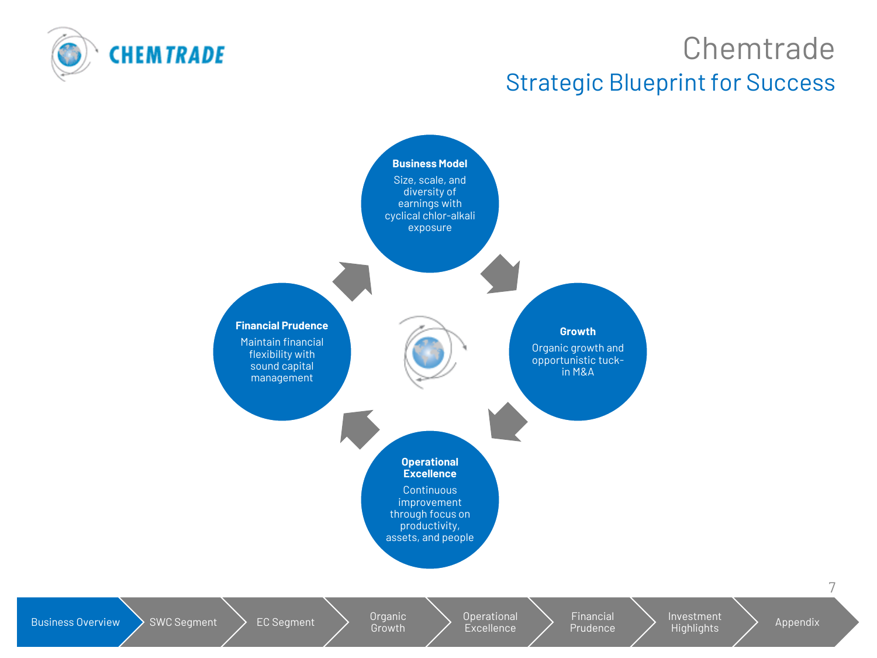# Chemtrade

## Strategic Blueprint for Success

**Business Model**
Size, scale, and diversity of earnings with cyclical chlor-alkali exposure

**Growth**
Organic growth and opportunistic tuck-in M&A

**Operational Excellence**
Continuous improvement through focus on productivity, assets, and people

**Financial Prudence**
Maintain financial flexibility with sound capital management

Business Overview | SWC Segment | EC Segment | Organic Growth | Operational Excellence | Financial Prudence | Investment Highlights | Appendix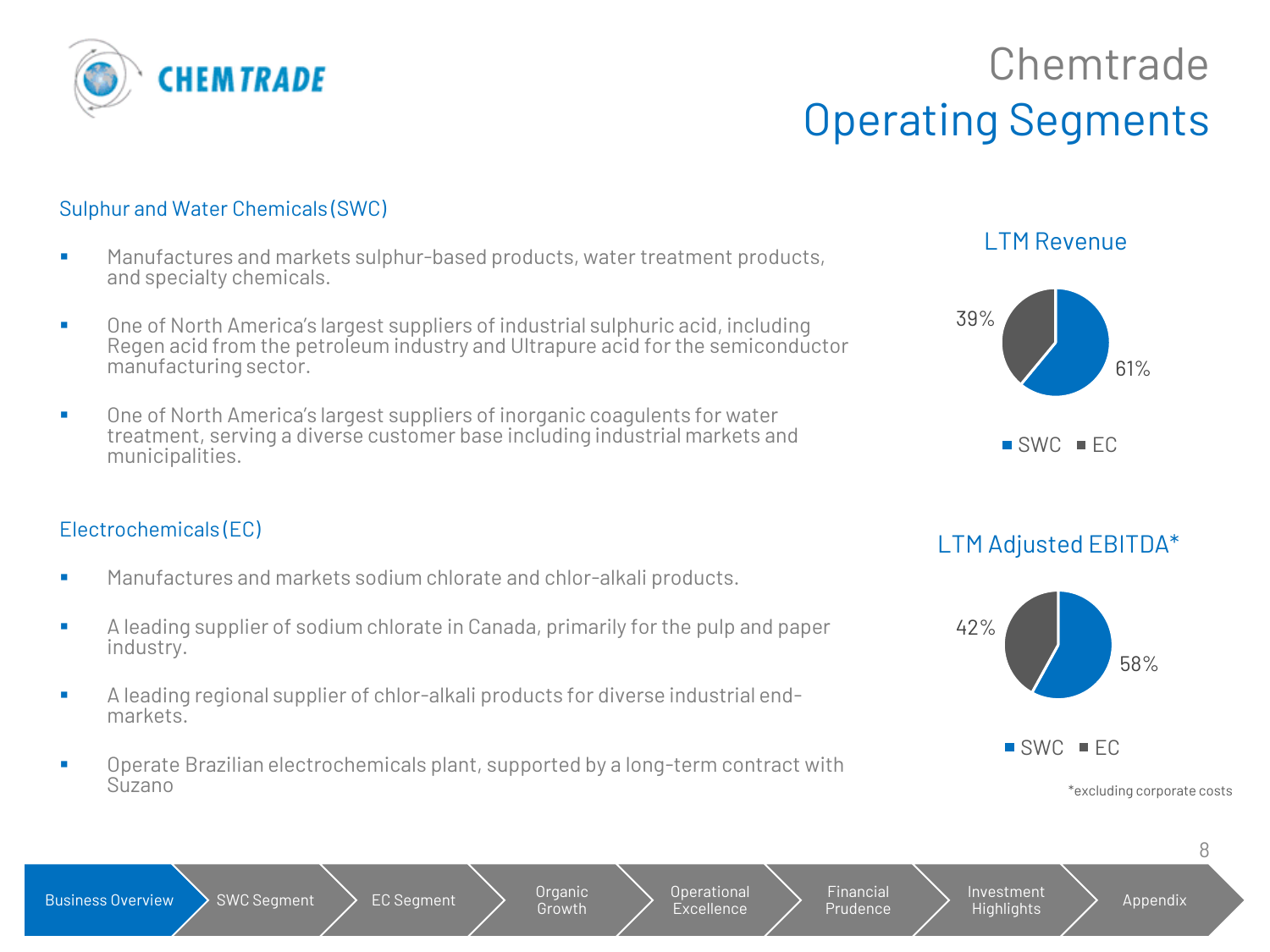# Chemtrade
## Operating Segments

### Sulphur and Water Chemicals (SWC)

- Manufactures and markets sulphur-based products, water treatment products, and specialty chemicals.
- One of North America's largest suppliers of industrial sulphuric acid, including Regen acid from the petroleum industry and Ultrapure acid for the semiconductor manufacturing sector.
- One of North America's largest suppliers of inorganic coagulents for water treatment, serving a diverse customer base including industrial markets and municipalities.

### Electrochemicals (EC)

- Manufactures and markets sodium chlorate and chlor-alkali products.
- A leading supplier of sodium chlorate in Canada, primarily for the pulp and paper industry.
- A leading regional supplier of chlor-alkali products for diverse industrial end-markets.
- Operate Brazilian electrochemicals plant, supported by a long-term contract with Suzano

**LTM Revenue**

| Segment | Share |
|---|---|
| SWC | 61% |
| EC | 39% |

**LTM Adjusted EBITDA***

| Segment | Share |
|---|---|
| SWC | 58% |
| EC | 42% |

*excluding corporate costs

Business Overview | SWC Segment | EC Segment | Organic Growth | Operational Excellence | Financial Prudence | Investment Highlights | Appendix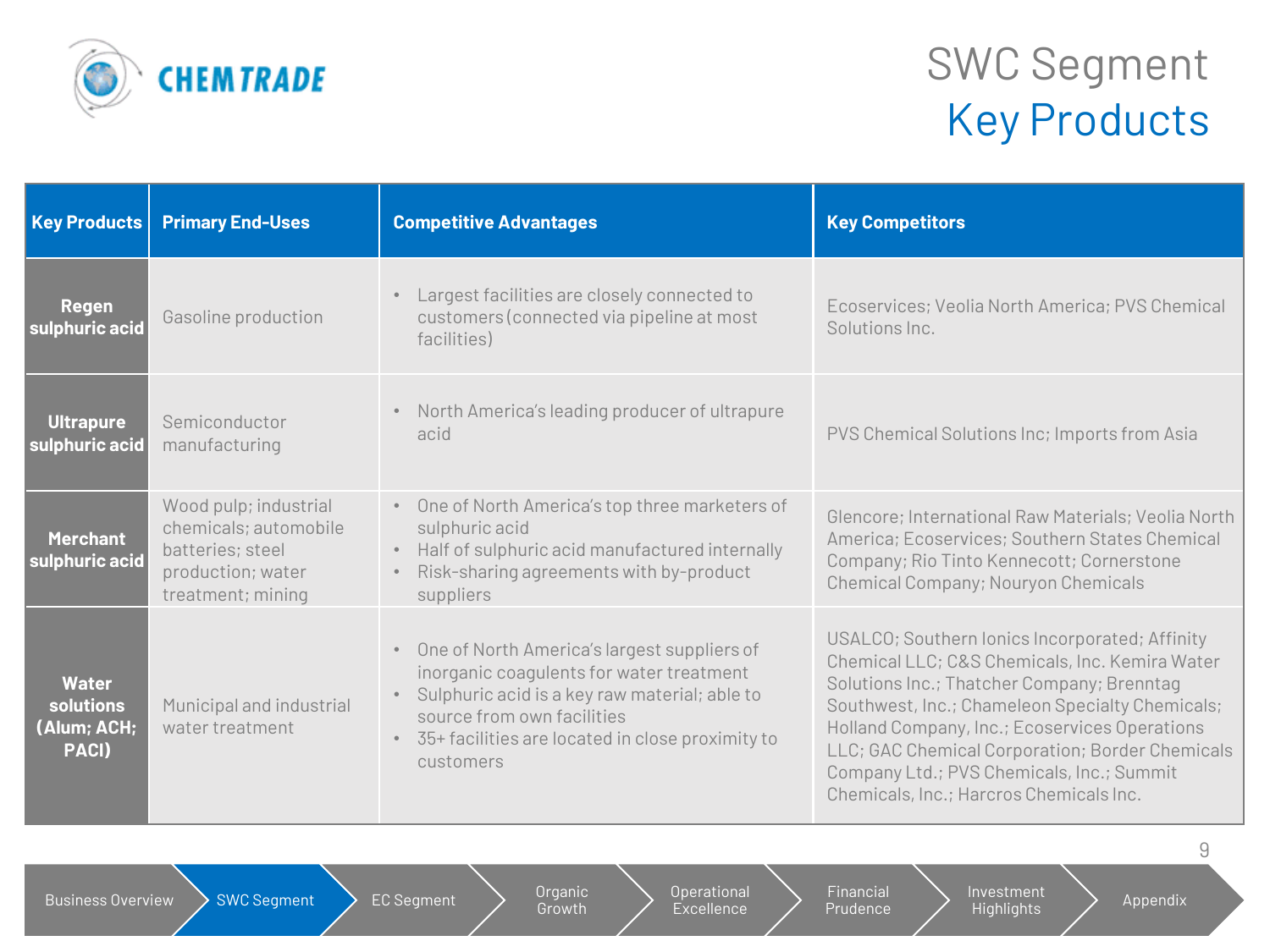# SWC Segment
## Key Products

| Key Products | Primary End-Uses | Competitive Advantages | Key Competitors |
|---|---|---|---|
| **Regen sulphuric acid** | Gasoline production | • Largest facilities are closely connected to customers (connected via pipeline at most facilities) | Ecoservices; Veolia North America; PVS Chemical Solutions Inc. |
| **Ultrapure sulphuric acid** | Semiconductor manufacturing | • North America's leading producer of ultrapure acid | PVS Chemical Solutions Inc; Imports from Asia |
| **Merchant sulphuric acid** | Wood pulp; industrial chemicals; automobile batteries; steel production; water treatment; mining | • One of North America's top three marketers of sulphuric acid<br>• Half of sulphuric acid manufactured internally<br>• Risk-sharing agreements with by-product suppliers | Glencore; International Raw Materials; Veolia North America; Ecoservices; Southern States Chemical Company; Rio Tinto Kennecott; Cornerstone Chemical Company; Nouryon Chemicals |
| **Water solutions (Alum; ACH; PACl)** | Municipal and industrial water treatment | • One of North America's largest suppliers of inorganic coagulents for water treatment<br>• Sulphuric acid is a key raw material; able to source from own facilities<br>• 35+ facilities are located in close proximity to customers | USALCO; Southern Ionics Incorporated; Affinity Chemical LLC; C&S Chemicals, Inc. Kemira Water Solutions Inc.; Thatcher Company; Brenntag Southwest, Inc.; Chameleon Specialty Chemicals; Holland Company, Inc.; Ecoservices Operations LLC; GAC Chemical Corporation; Border Chemicals Company Ltd.; PVS Chemicals, Inc.; Summit Chemicals, Inc.; Harcros Chemicals Inc. |

Business Overview | **SWC Segment** | EC Segment | Organic Growth | Operational Excellence | Financial Prudence | Investment Highlights | Appendix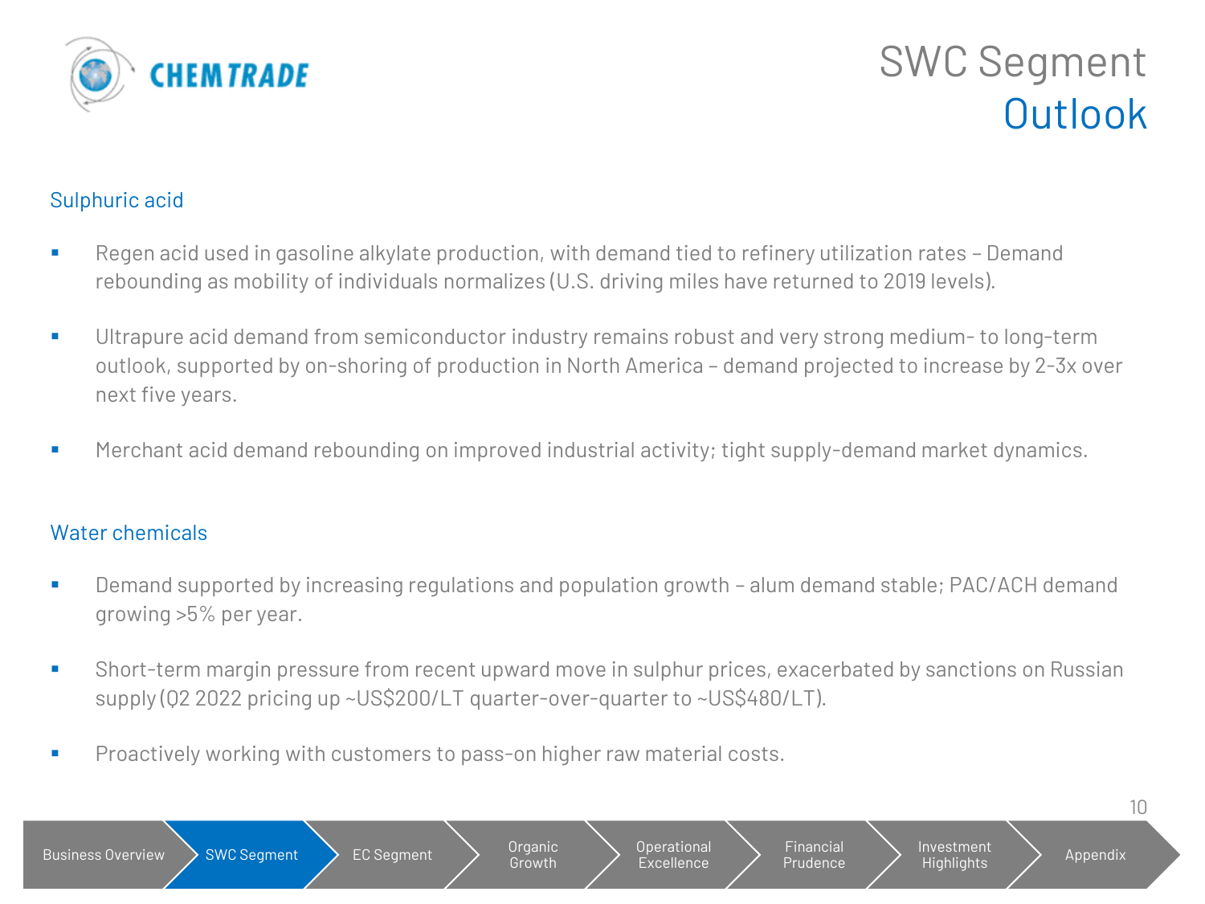# SWC Segment Outlook

## Sulphuric acid

- Regen acid used in gasoline alkylate production, with demand tied to refinery utilization rates – Demand rebounding as mobility of individuals normalizes (U.S. driving miles have returned to 2019 levels).
- Ultrapure acid demand from semiconductor industry remains robust and very strong medium- to long-term outlook, supported by on-shoring of production in North America – demand projected to increase by 2-3x over next five years.
- Merchant acid demand rebounding on improved industrial activity; tight supply-demand market dynamics.

## Water chemicals

- Demand supported by increasing regulations and population growth – alum demand stable; PAC/ACH demand growing >5% per year.
- Short-term margin pressure from recent upward move in sulphur prices, exacerbated by sanctions on Russian supply (Q2 2022 pricing up ~US$200/LT quarter-over-quarter to ~US$480/LT).
- Proactively working with customers to pass-on higher raw material costs.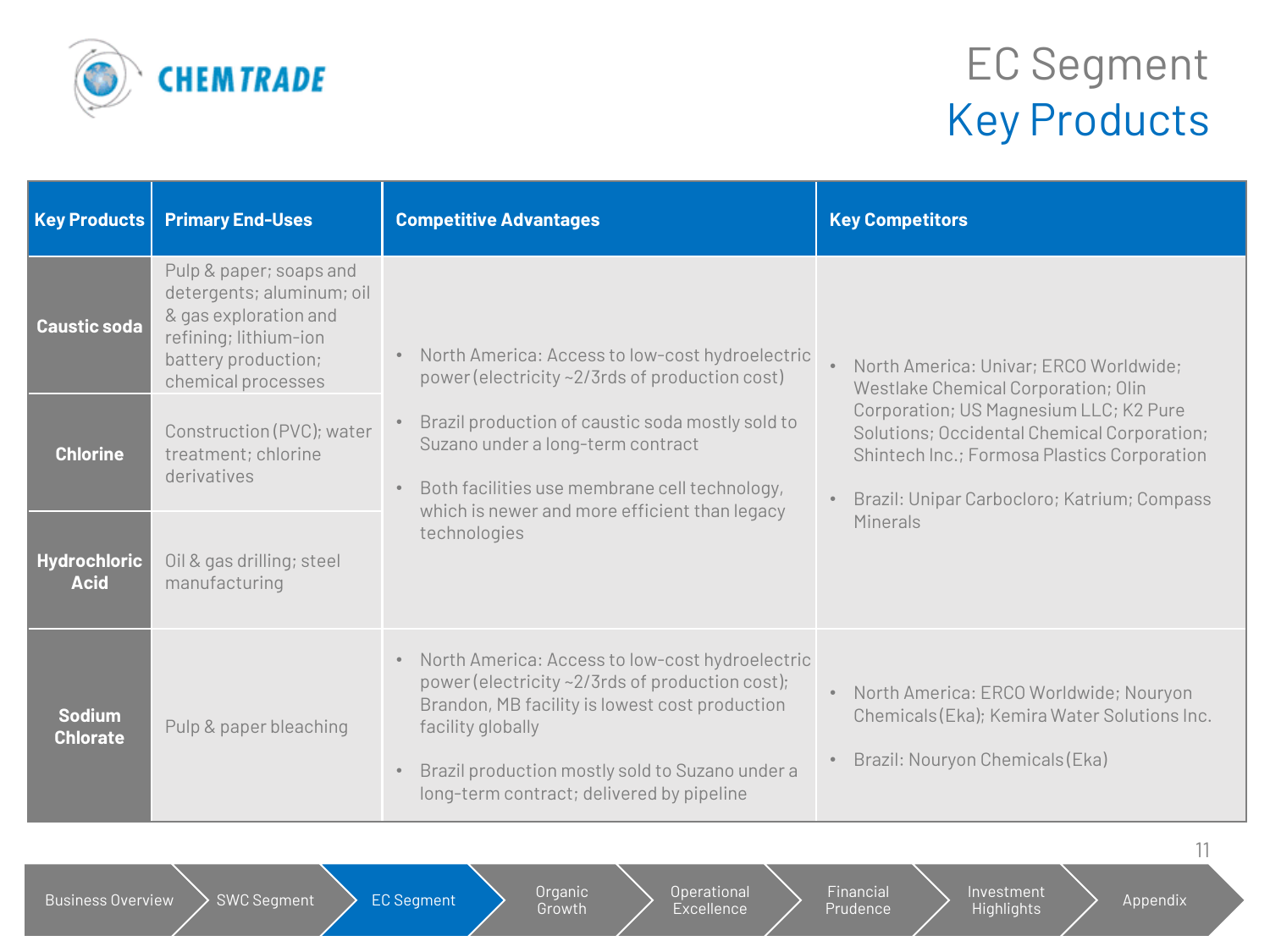# EC Segment
## Key Products

| Key Products | Primary End-Uses | Competitive Advantages | Key Competitors |
|---|---|---|---|
| **Caustic soda** | Pulp & paper; soaps and detergents; aluminum; oil & gas exploration and refining; lithium-ion battery production; chemical processes | • North America: Access to low-cost hydroelectric power (electricity ~2/3rds of production cost)<br>• Brazil production of caustic soda mostly sold to Suzano under a long-term contract<br>• Both facilities use membrane cell technology, which is newer and more efficient than legacy technologies | • North America: Univar; ERCO Worldwide; Westlake Chemical Corporation; Olin Corporation; US Magnesium LLC; K2 Pure Solutions; Occidental Chemical Corporation; Shintech Inc.; Formosa Plastics Corporation<br>• Brazil: Unipar Carbocloro; Katrium; Compass Minerals |
| **Chlorine** | Construction (PVC); water treatment; chlorine derivatives | | |
| **Hydrochloric Acid** | Oil & gas drilling; steel manufacturing | | |
| **Sodium Chlorate** | Pulp & paper bleaching | • North America: Access to low-cost hydroelectric power (electricity ~2/3rds of production cost); Brandon, MB facility is lowest cost production facility globally<br>• Brazil production mostly sold to Suzano under a long-term contract; delivered by pipeline | • North America: ERCO Worldwide; Nouryon Chemicals (Eka); Kemira Water Solutions Inc.<br>• Brazil: Nouryon Chemicals (Eka) |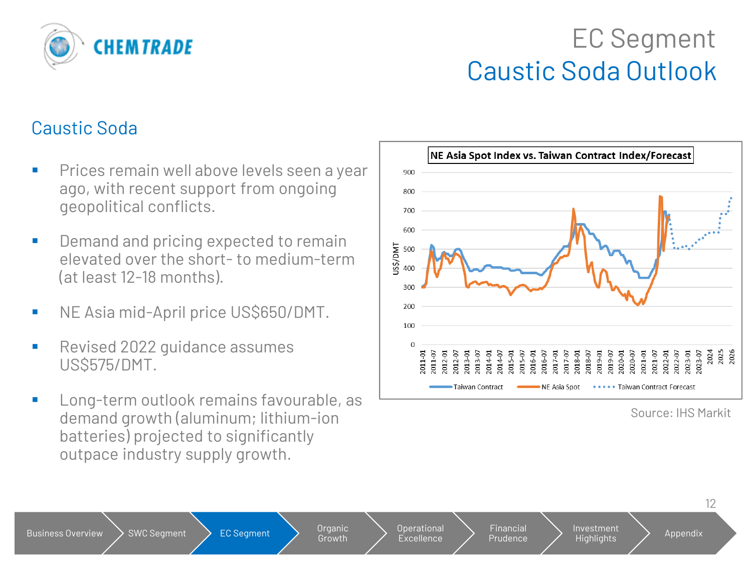# EC Segment
## Caustic Soda Outlook

### Caustic Soda

- Prices remain well above levels seen a year ago, with recent support from ongoing geopolitical conflicts.
- Demand and pricing expected to remain elevated over the short- to medium-term (at least 12-18 months).
- NE Asia mid-April price US$650/DMT.
- Revised 2022 guidance assumes US$575/DMT.
- Long-term outlook remains favourable, as demand growth (aluminum; lithium-ion batteries) projected to significantly outpace industry supply growth.

**NE Asia Spot Index vs. Taiwan Contract Index/Forecast**

Source: IHS Markit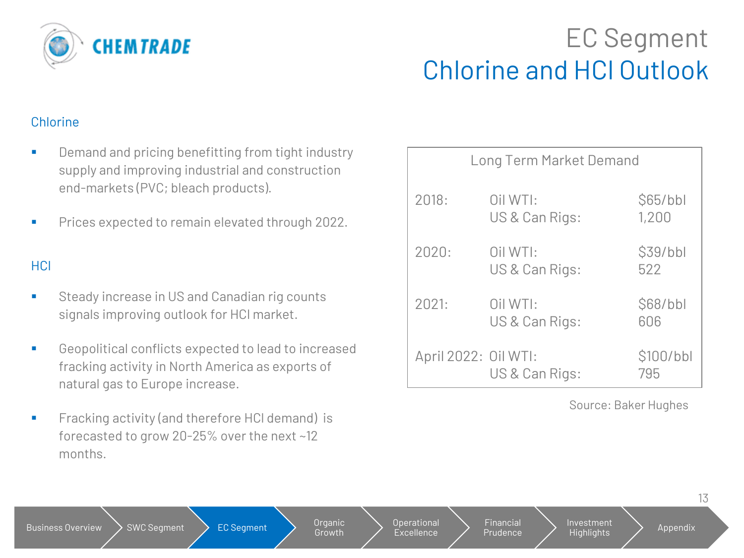# EC Segment
## Chlorine and HCl Outlook

### Chlorine

- Demand and pricing benefitting from tight industry supply and improving industrial and construction end-markets (PVC; bleach products).
- Prices expected to remain elevated through 2022.

### HCl

- Steady increase in US and Canadian rig counts signals improving outlook for HCl market.
- Geopolitical conflicts expected to lead to increased fracking activity in North America as exports of natural gas to Europe increase.
- Fracking activity (and therefore HCl demand) is forecasted to grow 20-25% over the next ~12 months.

**Long Term Market Demand**

| Year | Metric | Value |
|---|---|---|
| 2018: | Oil WTI: | $65/bbl |
| | US & Can Rigs: | 1,200 |
| 2020: | Oil WTI: | $39/bbl |
| | US & Can Rigs: | 522 |
| 2021: | Oil WTI: | $68/bbl |
| | US & Can Rigs: | 606 |
| April 2022: | Oil WTI: | $100/bbl |
| | US & Can Rigs: | 795 |

Source: Baker Hughes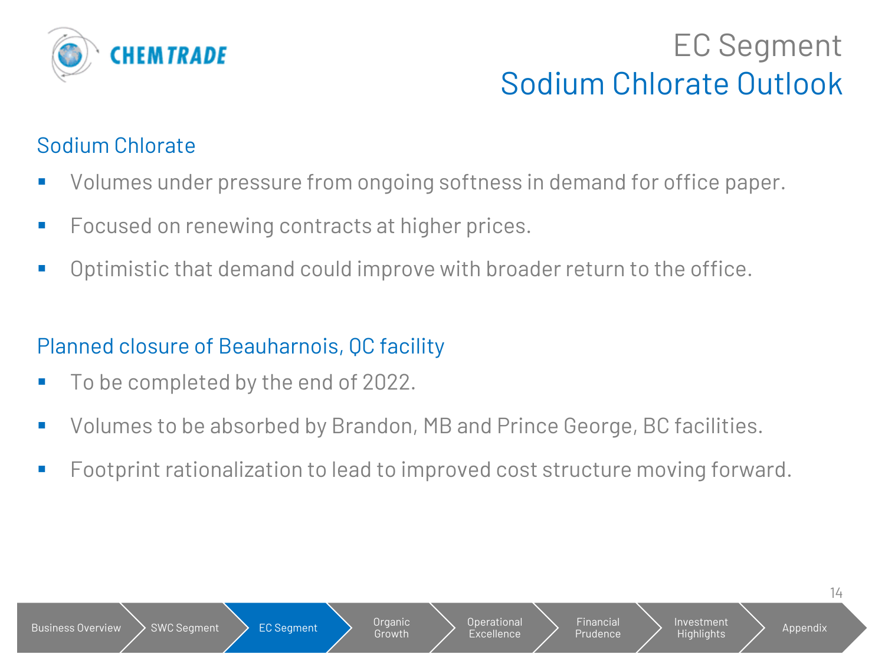# EC Segment
## Sodium Chlorate Outlook

### Sodium Chlorate

- Volumes under pressure from ongoing softness in demand for office paper.
- Focused on renewing contracts at higher prices.
- Optimistic that demand could improve with broader return to the office.

### Planned closure of Beauharnois, QC facility

- To be completed by the end of 2022.
- Volumes to be absorbed by Brandon, MB and Prince George, BC facilities.
- Footprint rationalization to lead to improved cost structure moving forward.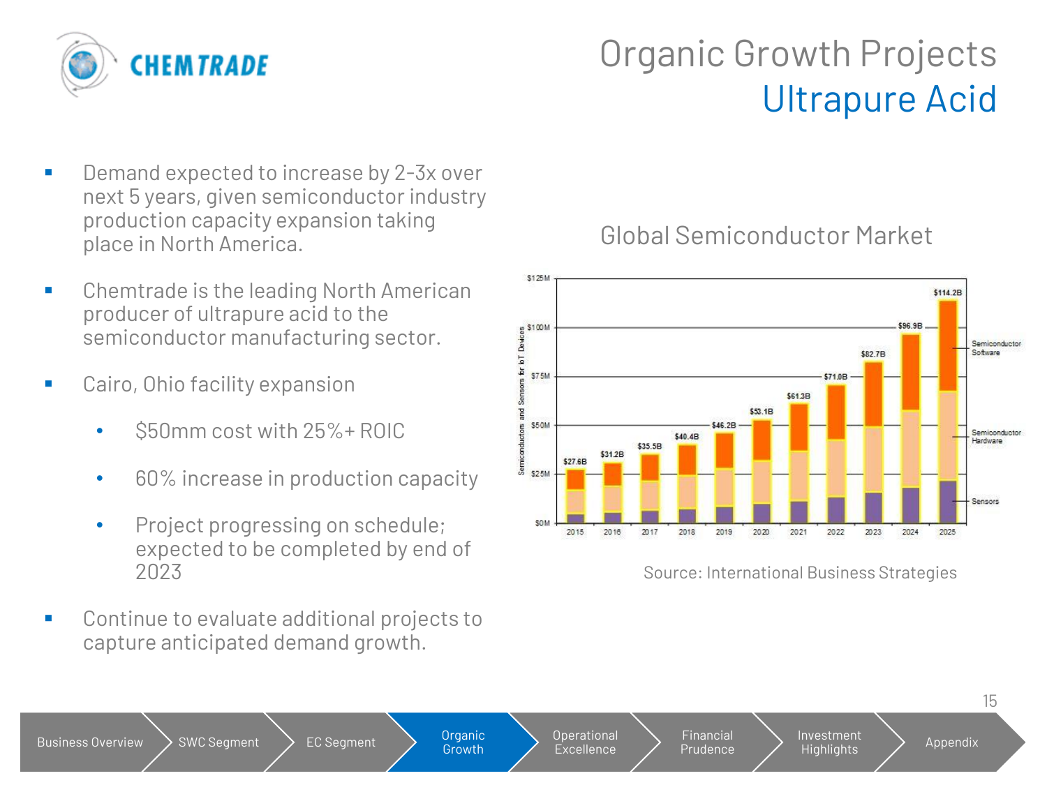# Organic Growth Projects
## Ultrapure Acid

- Demand expected to increase by 2-3x over next 5 years, given semiconductor industry production capacity expansion taking place in North America.
- Chemtrade is the leading North American producer of ultrapure acid to the semiconductor manufacturing sector.
- Cairo, Ohio facility expansion
  - $50mm cost with 25%+ ROIC
  - 60% increase in production capacity
  - Project progressing on schedule; expected to be completed by end of 2023
- Continue to evaluate additional projects to capture anticipated demand growth.

### Global Semiconductor Market

| Year | Total |
|---|---|
| 2015 | $27.6B |
| 2016 | $31.2B |
| 2017 | $35.5B |
| 2018 | $40.4B |
| 2019 | $46.2B |
| 2020 | $53.1B |
| 2021 | $61.3B |
| 2022 | $71.0B |
| 2023 | $82.7B |
| 2024 | $96.9B |
| 2025 | $114.2B |

Semiconductors and Sensors for IoT Devices (Semiconductor Software, Semiconductor Hardware, Sensors)

Source: International Business Strategies

Business Overview | SWC Segment | EC Segment | Organic Growth | Operational Excellence | Financial Prudence | Investment Highlights | Appendix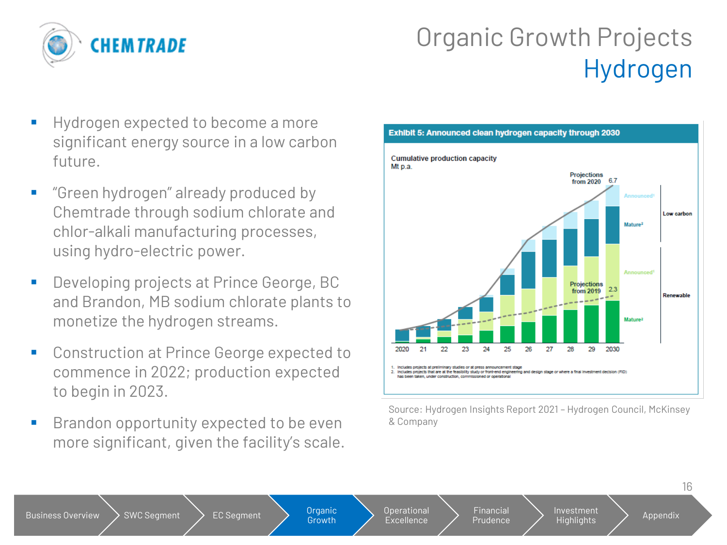# Organic Growth Projects
## Hydrogen

- Hydrogen expected to become a more significant energy source in a low carbon future.
- "Green hydrogen" already produced by Chemtrade through sodium chlorate and chlor-alkali manufacturing processes, using hydro-electric power.
- Developing projects at Prince George, BC and Brandon, MB sodium chlorate plants to monetize the hydrogen streams.
- Construction at Prince George expected to commence in 2022; production expected to begin in 2023.
- Brandon opportunity expected to be even more significant, given the facility's scale.

**Exhibit 5: Announced clean hydrogen capacity through 2030**

Cumulative production capacity
Mt p.a.

Projections from 2020: 6.7
Projections from 2019: 2.3

Low carbon: Announced[1], Mature[2]
Renewable: Announced[1], Mature[2]

2020, 21, 22, 23, 24, 25, 26, 27, 28, 29, 2030

1. Includes projects at preliminary studies or at press announcement stage
2. Includes projects that are at the feasibility study or front-end engineering and design stage or where a final investment decision (FID) has been taken, under construction, commissioned or operational

Source: Hydrogen Insights Report 2021 – Hydrogen Council, McKinsey & Company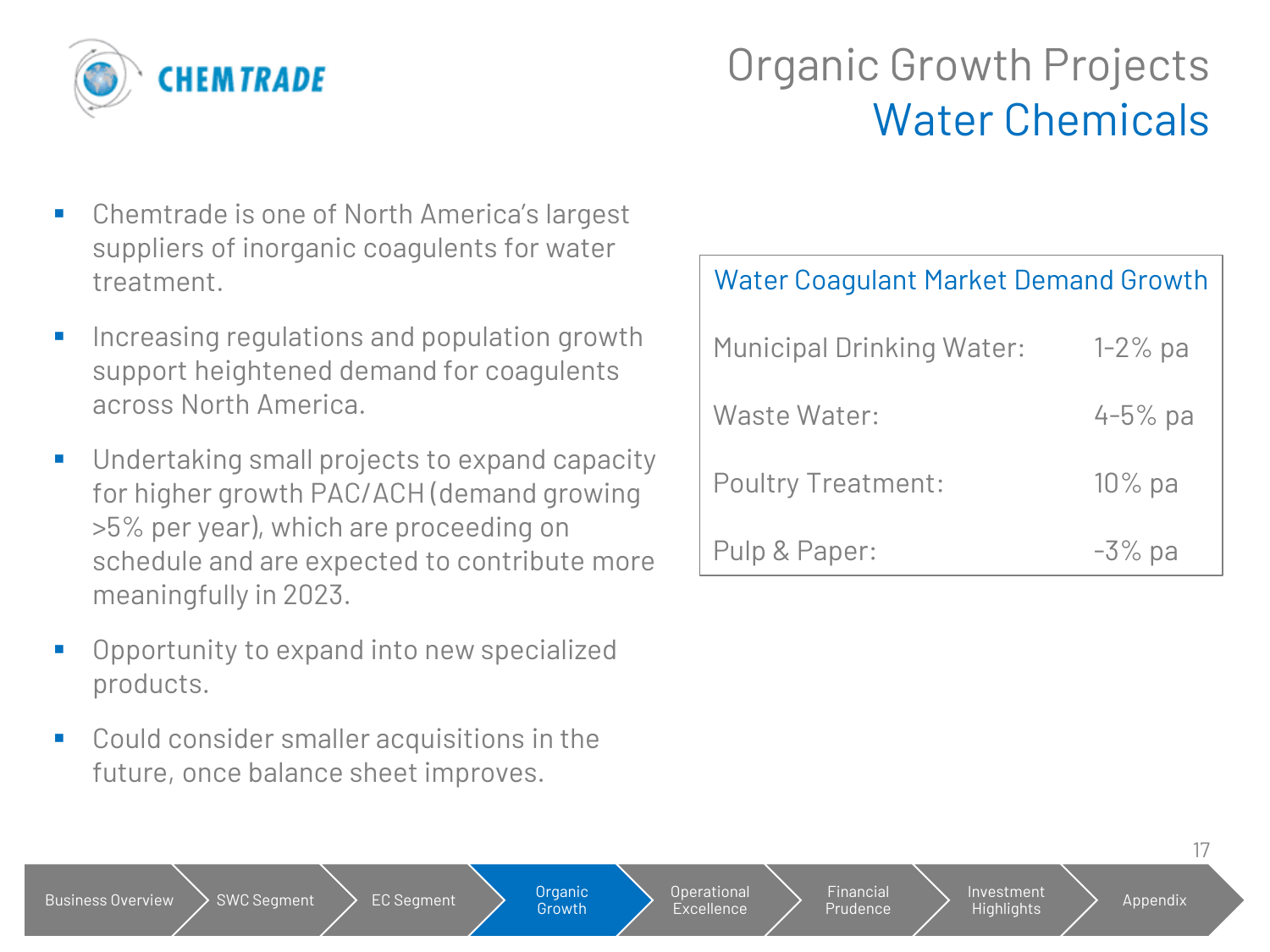# Organic Growth Projects
## Water Chemicals

- Chemtrade is one of North America's largest suppliers of inorganic coagulents for water treatment.
- Increasing regulations and population growth support heightened demand for coagulents across North America.
- Undertaking small projects to expand capacity for higher growth PAC/ACH (demand growing >5% per year), which are proceeding on schedule and are expected to contribute more meaningfully in 2023.
- Opportunity to expand into new specialized products.
- Could consider smaller acquisitions in the future, once balance sheet improves.

| Water Coagulant Market Demand Growth | |
|---|---|
| Municipal Drinking Water: | 1-2% pa |
| Waste Water: | 4-5% pa |
| Poultry Treatment: | 10% pa |
| Pulp & Paper: | -3% pa |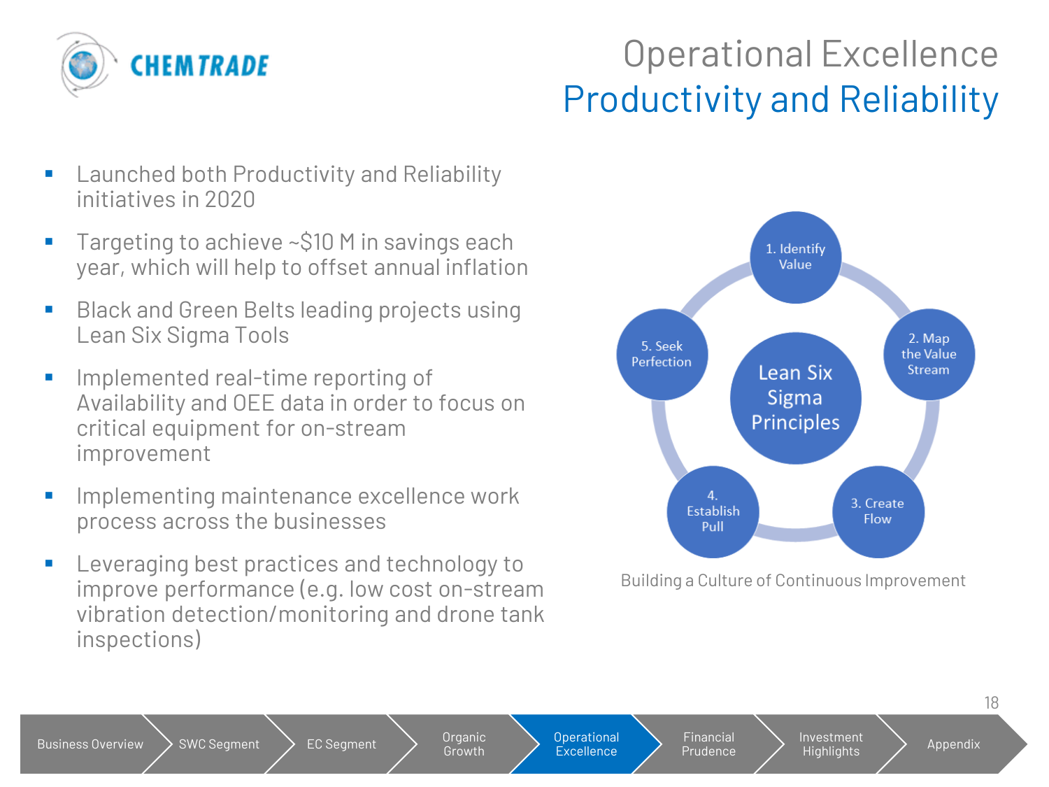# Operational Excellence
## Productivity and Reliability

- Launched both Productivity and Reliability initiatives in 2020
- Targeting to achieve ~$10 M in savings each year, which will help to offset annual inflation
- Black and Green Belts leading projects using Lean Six Sigma Tools
- Implemented real-time reporting of Availability and OEE data in order to focus on critical equipment for on-stream improvement
- Implementing maintenance excellence work process across the businesses
- Leveraging best practices and technology to improve performance (e.g. low cost on-stream vibration detection/monitoring and drone tank inspections)

Lean Six Sigma Principles

1. Identify Value
2. Map the Value Stream
3. Create Flow
4. Establish Pull
5. Seek Perfection

Building a Culture of Continuous Improvement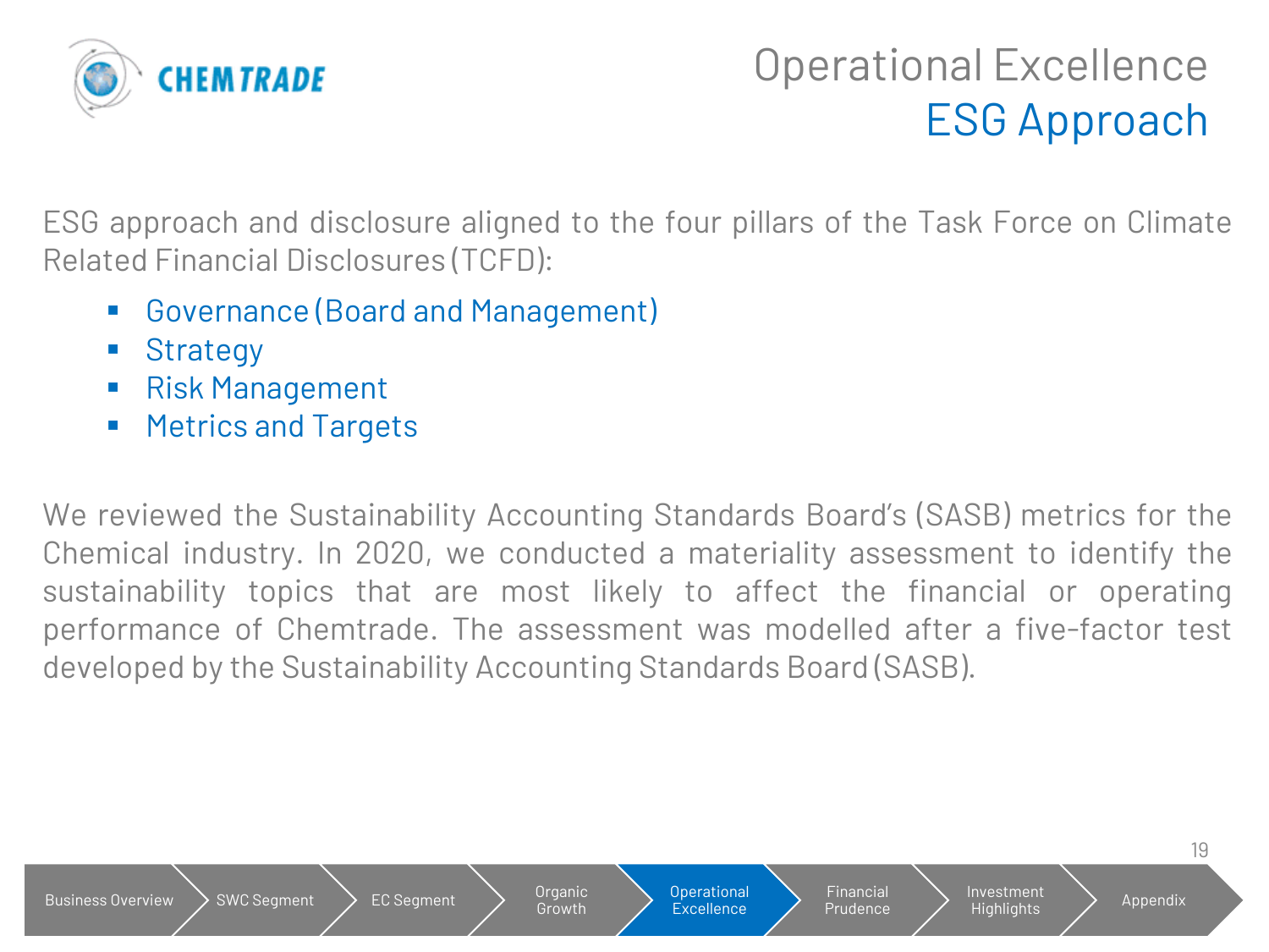# Operational Excellence
## ESG Approach

ESG approach and disclosure aligned to the four pillars of the Task Force on Climate Related Financial Disclosures (TCFD):

- Governance (Board and Management)
- Strategy
- Risk Management
- Metrics and Targets

We reviewed the Sustainability Accounting Standards Board's (SASB) metrics for the Chemical industry. In 2020, we conducted a materiality assessment to identify the sustainability topics that are most likely to affect the financial or operating performance of Chemtrade. The assessment was modelled after a five-factor test developed by the Sustainability Accounting Standards Board (SASB).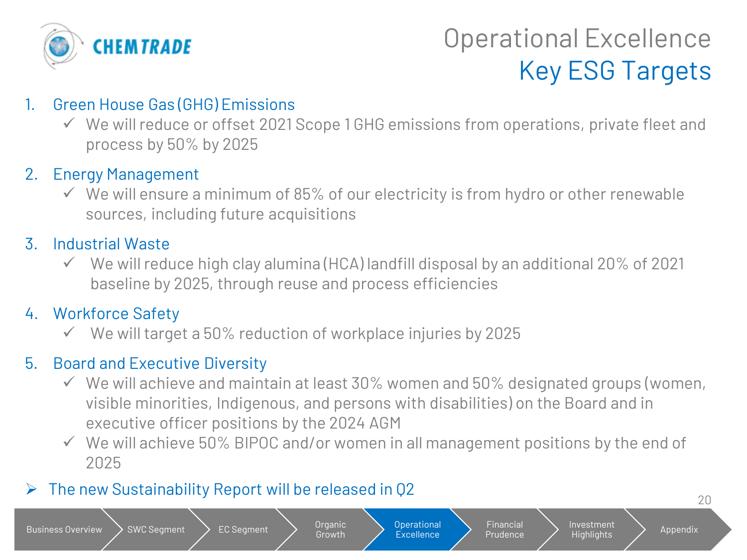# Operational Excellence
## Key ESG Targets

1. Green House Gas (GHG) Emissions
   - ✓ We will reduce or offset 2021 Scope 1 GHG emissions from operations, private fleet and process by 50% by 2025
2. Energy Management
   - ✓ We will ensure a minimum of 85% of our electricity is from hydro or other renewable sources, including future acquisitions
3. Industrial Waste
   - ✓ We will reduce high clay alumina (HCA) landfill disposal by an additional 20% of 2021 baseline by 2025, through reuse and process efficiencies
4. Workforce Safety
   - ✓ We will target a 50% reduction of workplace injuries by 2025
5. Board and Executive Diversity
   - ✓ We will achieve and maintain at least 30% women and 50% designated groups (women, visible minorities, Indigenous, and persons with disabilities) on the Board and in executive officer positions by the 2024 AGM
   - ✓ We will achieve 50% BIPOC and/or women in all management positions by the end of 2025

➢ The new Sustainability Report will be released in Q2

Business Overview | SWC Segment | EC Segment | Organic Growth | **Operational Excellence** | Financial Prudence | Investment Highlights | Appendix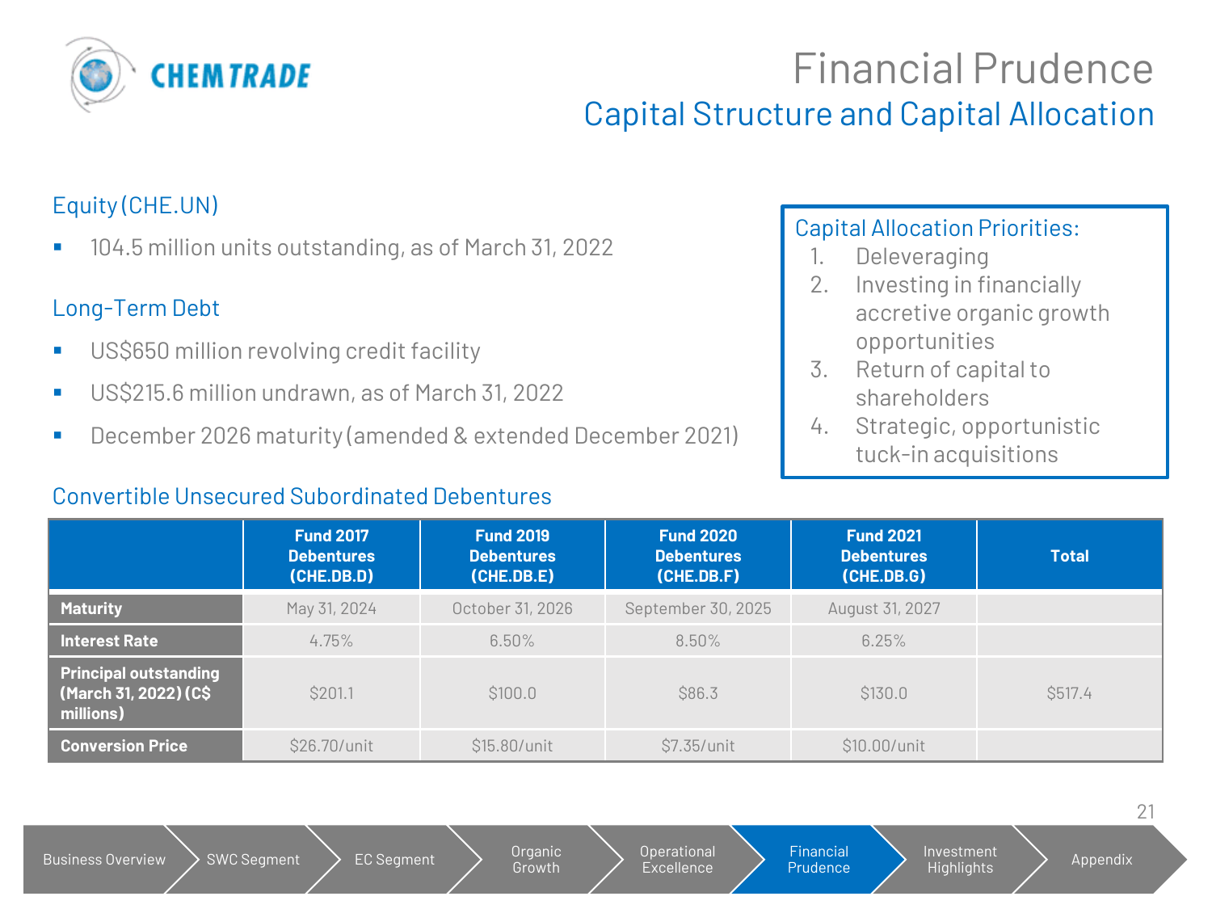# Financial Prudence

## Capital Structure and Capital Allocation

### Equity (CHE.UN)

- 104.5 million units outstanding, as of March 31, 2022

### Long-Term Debt

- US$650 million revolving credit facility
- US$215.6 million undrawn, as of March 31, 2022
- December 2026 maturity (amended & extended December 2021)

**Capital Allocation Priorities:**

1. Deleveraging
2. Investing in financially accretive organic growth opportunities
3. Return of capital to shareholders
4. Strategic, opportunistic tuck-in acquisitions

### Convertible Unsecured Subordinated Debentures

| | Fund 2017 Debentures (CHE.DB.D) | Fund 2019 Debentures (CHE.DB.E) | Fund 2020 Debentures (CHE.DB.F) | Fund 2021 Debentures (CHE.DB.G) | Total |
|---|---|---|---|---|---|
| **Maturity** | May 31, 2024 | October 31, 2026 | September 30, 2025 | August 31, 2027 | |
| **Interest Rate** | 4.75% | 6.50% | 8.50% | 6.25% | |
| **Principal outstanding (March 31, 2022) (C$ millions)** | $201.1 | $100.0 | $86.3 | $130.0 | $517.4 |
| **Conversion Price** | $26.70/unit | $15.80/unit | $7.35/unit | $10.00/unit | |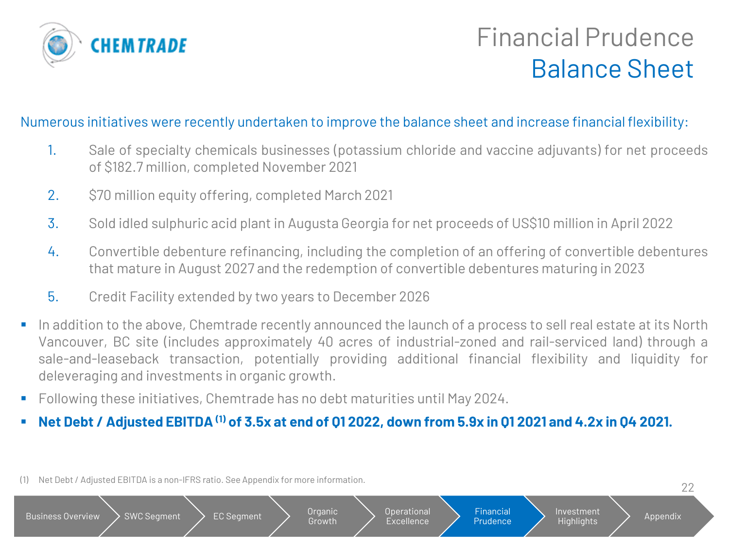# Financial Prudence
## Balance Sheet

Numerous initiatives were recently undertaken to improve the balance sheet and increase financial flexibility:

1. Sale of specialty chemicals businesses (potassium chloride and vaccine adjuvants) for net proceeds of $182.7 million, completed November 2021
2. $70 million equity offering, completed March 2021
3. Sold idled sulphuric acid plant in Augusta Georgia for net proceeds of US$10 million in April 2022
4. Convertible debenture refinancing, including the completion of an offering of convertible debentures that mature in August 2027 and the redemption of convertible debentures maturing in 2023
5. Credit Facility extended by two years to December 2026

- In addition to the above, Chemtrade recently announced the launch of a process to sell real estate at its North Vancouver, BC site (includes approximately 40 acres of industrial-zoned and rail-serviced land) through a sale-and-leaseback transaction, potentially providing additional financial flexibility and liquidity for deleveraging and investments in organic growth.
- Following these initiatives, Chemtrade has no debt maturities until May 2024.
- **Net Debt / Adjusted EBITDA [1] of 3.5x at end of Q1 2022, down from 5.9x in Q1 2021 and 4.2x in Q4 2021.**

(1) Net Debt / Adjusted EBITDA is a non-IFRS ratio. See Appendix for more information.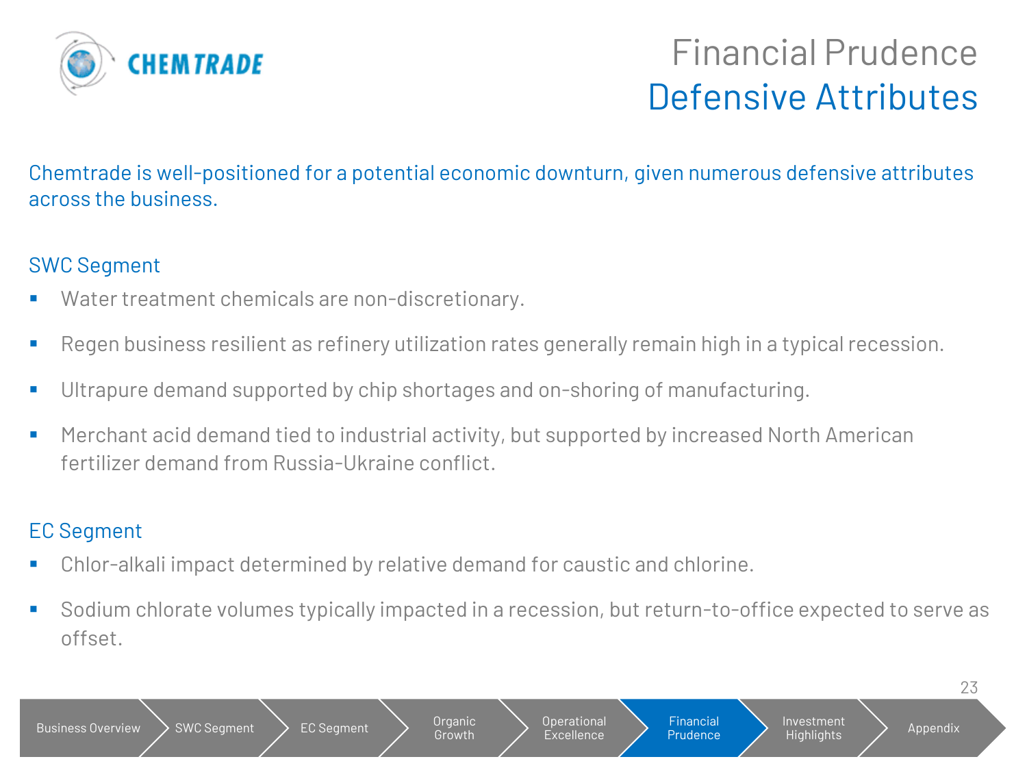# Financial Prudence

## Defensive Attributes

Chemtrade is well-positioned for a potential economic downturn, given numerous defensive attributes across the business.

### SWC Segment

- Water treatment chemicals are non-discretionary.
- Regen business resilient as refinery utilization rates generally remain high in a typical recession.
- Ultrapure demand supported by chip shortages and on-shoring of manufacturing.
- Merchant acid demand tied to industrial activity, but supported by increased North American fertilizer demand from Russia-Ukraine conflict.

### EC Segment

- Chlor-alkali impact determined by relative demand for caustic and chlorine.
- Sodium chlorate volumes typically impacted in a recession, but return-to-office expected to serve as offset.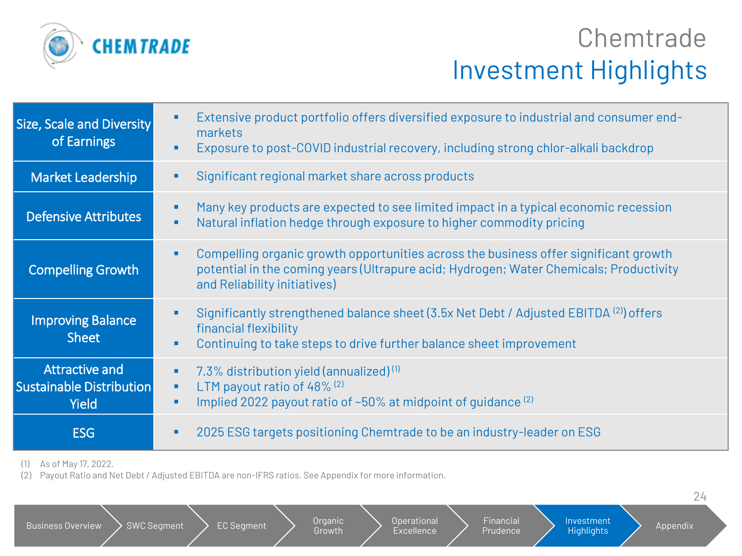# Chemtrade Investment Highlights

| | |
|---|---|
| **Size, Scale and Diversity of Earnings** | ▪ Extensive product portfolio offers diversified exposure to industrial and consumer end-markets<br>▪ Exposure to post-COVID industrial recovery, including strong chlor-alkali backdrop |
| **Market Leadership** | ▪ Significant regional market share across products |
| **Defensive Attributes** | ▪ Many key products are expected to see limited impact in a typical economic recession<br>▪ Natural inflation hedge through exposure to higher commodity pricing |
| **Compelling Growth** | ▪ Compelling organic growth opportunities across the business offer significant growth potential in the coming years (Ultrapure acid; Hydrogen; Water Chemicals; Productivity and Reliability initiatives) |
| **Improving Balance Sheet** | ▪ Significantly strengthened balance sheet (3.5x Net Debt / Adjusted EBITDA [2]) offers financial flexibility<br>▪ Continuing to take steps to drive further balance sheet improvement |
| **Attractive and Sustainable Distribution Yield** | ▪ 7.3% distribution yield (annualized) [1]<br>▪ LTM payout ratio of 48% [2]<br>▪ Implied 2022 payout ratio of ~50% at midpoint of guidance [2] |
| **ESG** | ▪ 2025 ESG targets positioning Chemtrade to be an industry-leader on ESG |

(1) As of May 17, 2022.
(2) Payout Ratio and Net Debt / Adjusted EBITDA are non-IFRS ratios. See Appendix for more information.

Business Overview | SWC Segment | EC Segment | Organic Growth | Operational Excellence | Financial Prudence | **Investment Highlights** | Appendix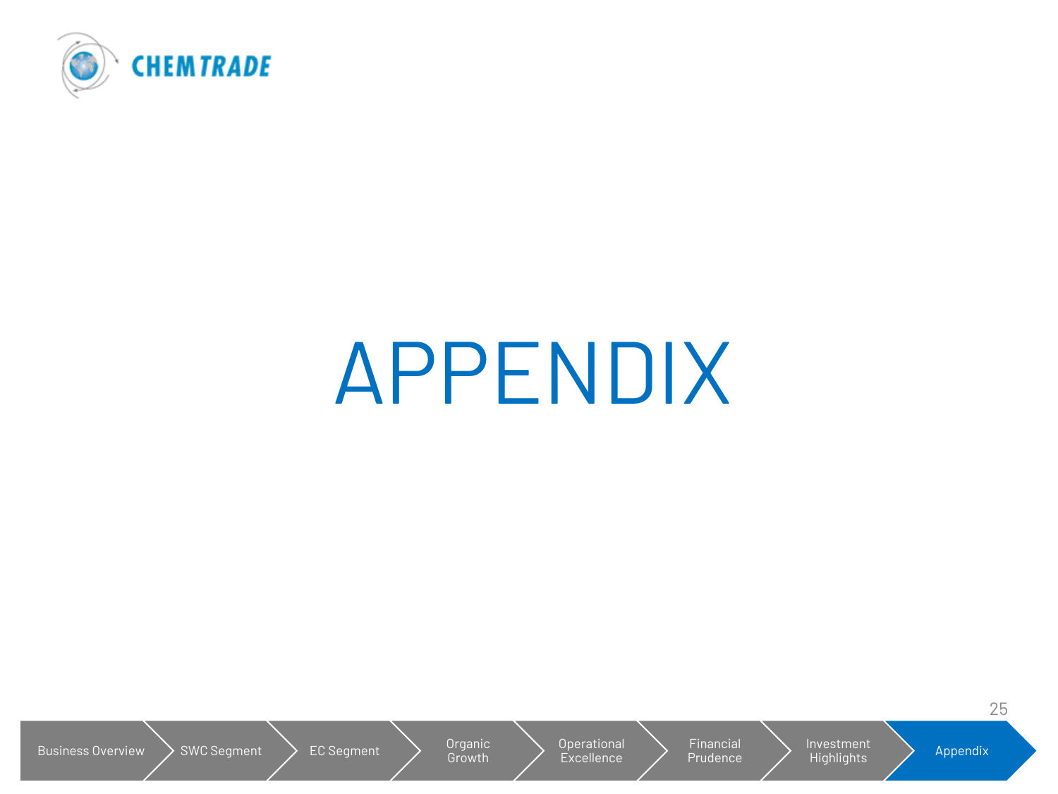# APPENDIX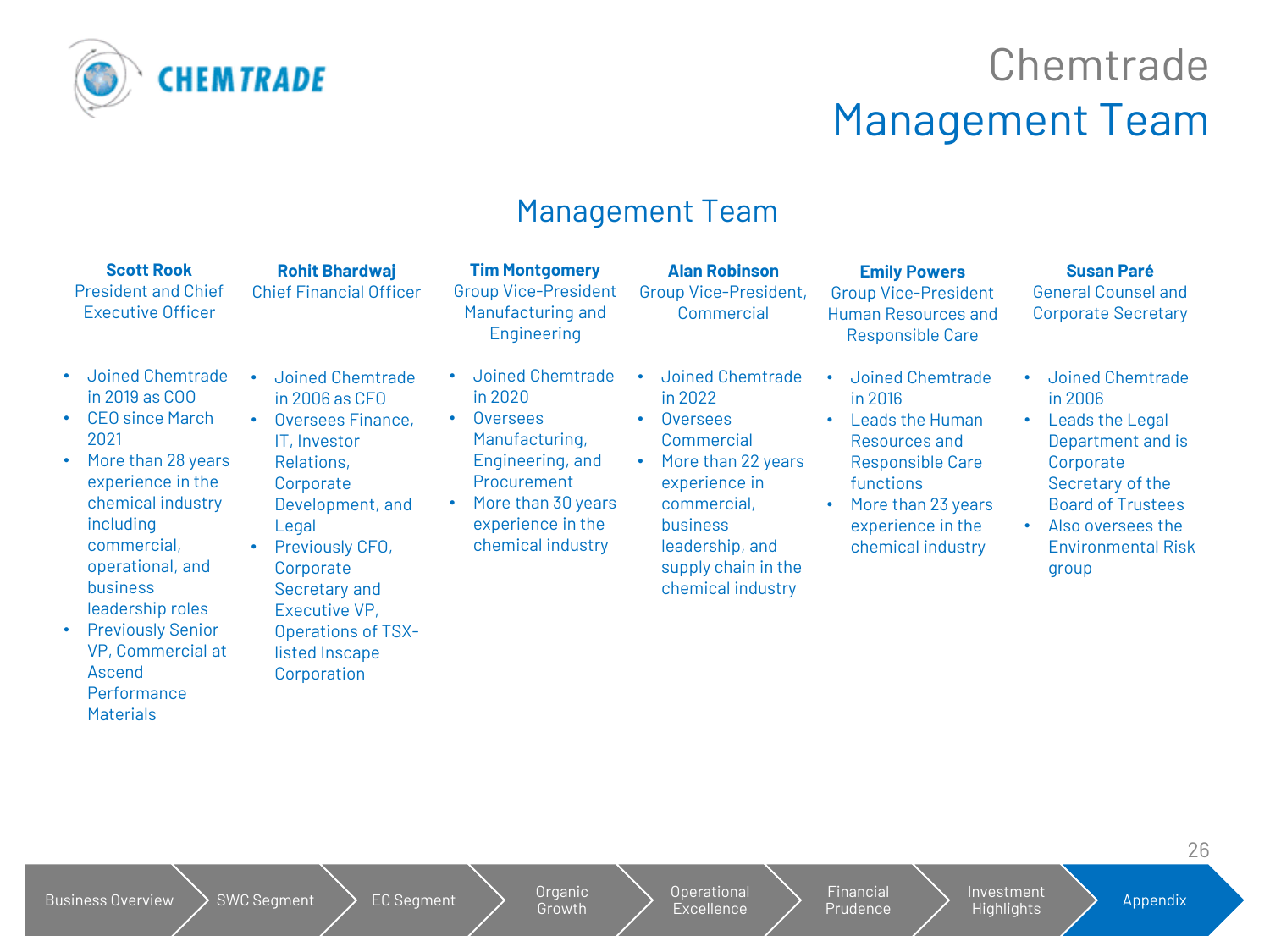# Chemtrade Management Team

## Management Team

### Scott Rook
President and Chief Executive Officer

- Joined Chemtrade in 2019 as COO
- CEO since March 2021
- More than 28 years experience in the chemical industry including commercial, operational, and business leadership roles
- Previously Senior VP, Commercial at Ascend Performance Materials

### Rohit Bhardwaj
Chief Financial Officer

- Joined Chemtrade in 2006 as CFO
- Oversees Finance, IT, Investor Relations, Corporate Development, and Legal
- Previously CFO, Corporate Secretary and Executive VP, Operations of TSX-listed Inscape Corporation

### Tim Montgomery
Group Vice-President Manufacturing and Engineering

- Joined Chemtrade in 2020
- Oversees Manufacturing, Engineering, and Procurement
- More than 30 years experience in the chemical industry

### Alan Robinson
Group Vice-President, Commercial

- Joined Chemtrade in 2022
- Oversees Commercial
- More than 22 years experience in commercial, business leadership, and supply chain in the chemical industry

### Emily Powers
Group Vice-President Human Resources and Responsible Care

- Joined Chemtrade in 2016
- Leads the Human Resources and Responsible Care functions
- More than 23 years experience in the chemical industry

### Susan Paré
General Counsel and Corporate Secretary

- Joined Chemtrade in 2006
- Leads the Legal Department and is Corporate Secretary of the Board of Trustees
- Also oversees the Environmental Risk group

Business Overview | SWC Segment | EC Segment | Organic Growth | Operational Excellence | Financial Prudence | Investment Highlights | Appendix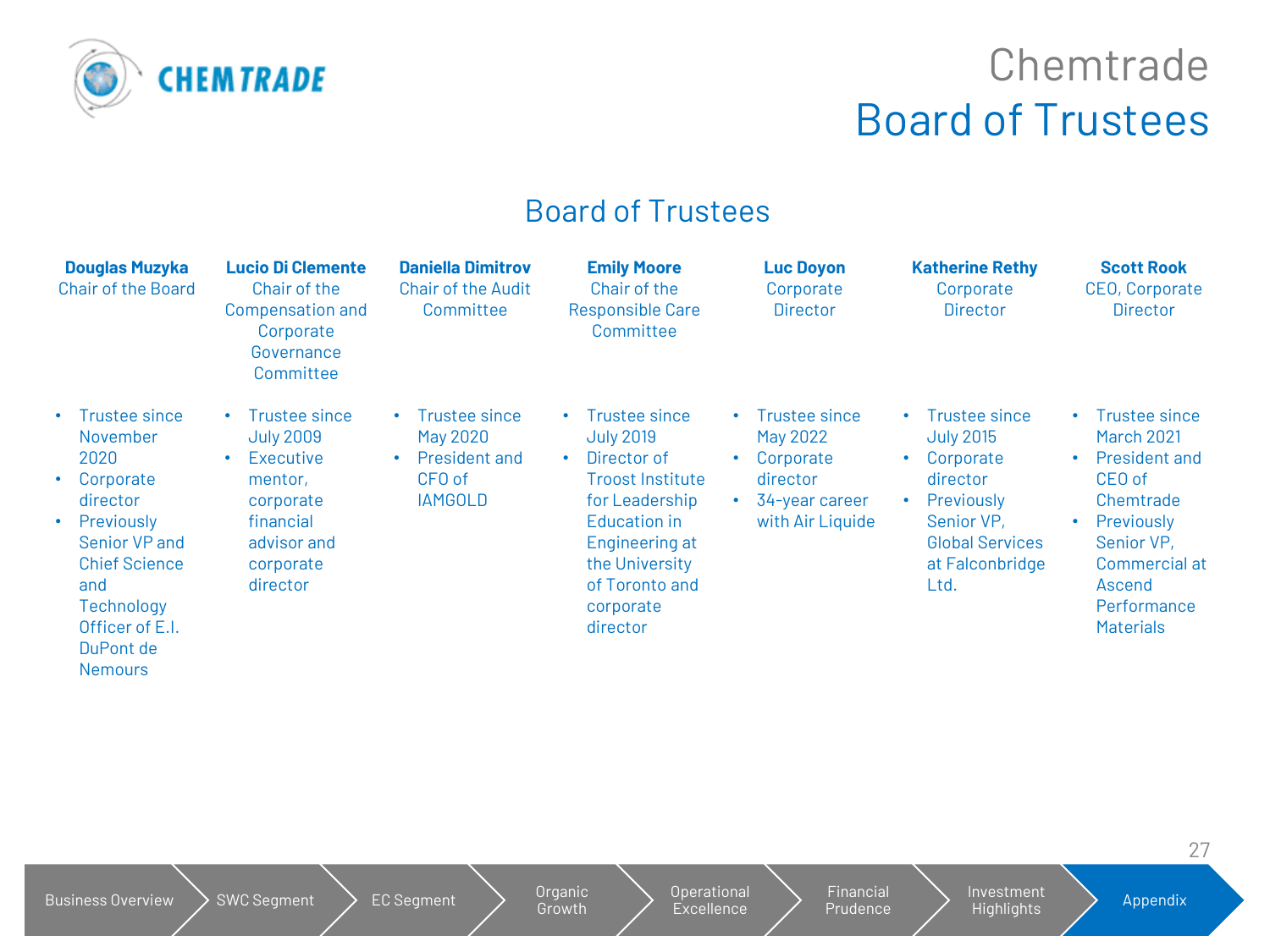# Chemtrade Board of Trustees

## Board of Trustees

**Douglas Muzyka**
Chair of the Board

- Trustee since November 2020
- Corporate director
- Previously Senior VP and Chief Science and Technology Officer of E.I. DuPont de Nemours

**Lucio Di Clemente**
Chair of the Compensation and Corporate Governance Committee

- Trustee since July 2009
- Executive mentor, corporate financial advisor and corporate director

**Daniella Dimitrov**
Chair of the Audit Committee

- Trustee since May 2020
- President and CFO of IAMGOLD

**Emily Moore**
Chair of the Responsible Care Committee

- Trustee since July 2019
- Director of Troost Institute for Leadership Education in Engineering at the University of Toronto and corporate director

**Luc Doyon**
Corporate Director

- Trustee since May 2022
- Corporate director
- 34-year career with Air Liquide

**Katherine Rethy**
Corporate Director

- Trustee since July 2015
- Corporate director
- Previously Senior VP, Global Services at Falconbridge Ltd.

**Scott Rook**
CEO, Corporate Director

- Trustee since March 2021
- President and CEO of Chemtrade
- Previously Senior VP, Commercial at Ascend Performance Materials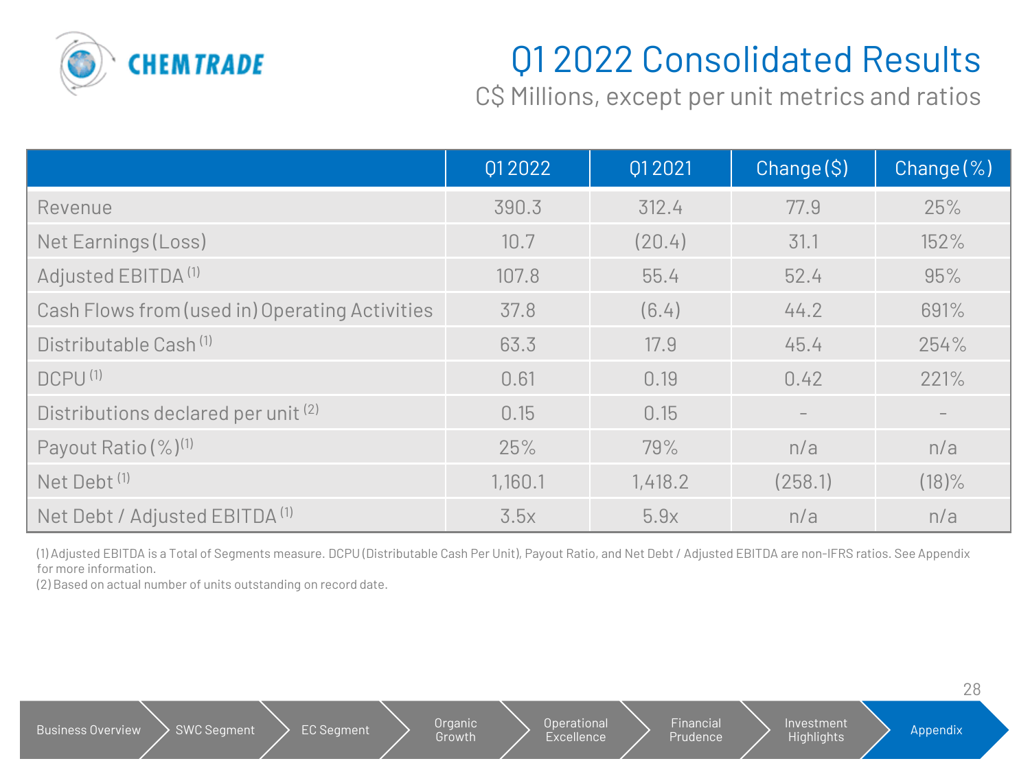# Q1 2022 Consolidated Results

C$ Millions, except per unit metrics and ratios

| | Q1 2022 | Q1 2021 | Change ($) | Change (%) |
|---|---|---|---|---|
| Revenue | 390.3 | 312.4 | 77.9 | 25% |
| Net Earnings (Loss) | 10.7 | (20.4) | 31.1 | 152% |
| Adjusted EBITDA [(1)] | 107.8 | 55.4 | 52.4 | 95% |
| Cash Flows from (used in) Operating Activities | 37.8 | (6.4) | 44.2 | 691% |
| Distributable Cash [(1)] | 63.3 | 17.9 | 45.4 | 254% |
| DCPU [(1)] | 0.61 | 0.19 | 0.42 | 221% |
| Distributions declared per unit [(2)] | 0.15 | 0.15 | – | – |
| Payout Ratio (%) [(1)] | 25% | 79% | n/a | n/a |
| Net Debt [(1)] | 1,160.1 | 1,418.2 | (258.1) | (18)% |
| Net Debt / Adjusted EBITDA [(1)] | 3.5x | 5.9x | n/a | n/a |

(1) Adjusted EBITDA is a Total of Segments measure. DCPU (Distributable Cash Per Unit), Payout Ratio, and Net Debt / Adjusted EBITDA are non-IFRS ratios. See Appendix for more information.
(2) Based on actual number of units outstanding on record date.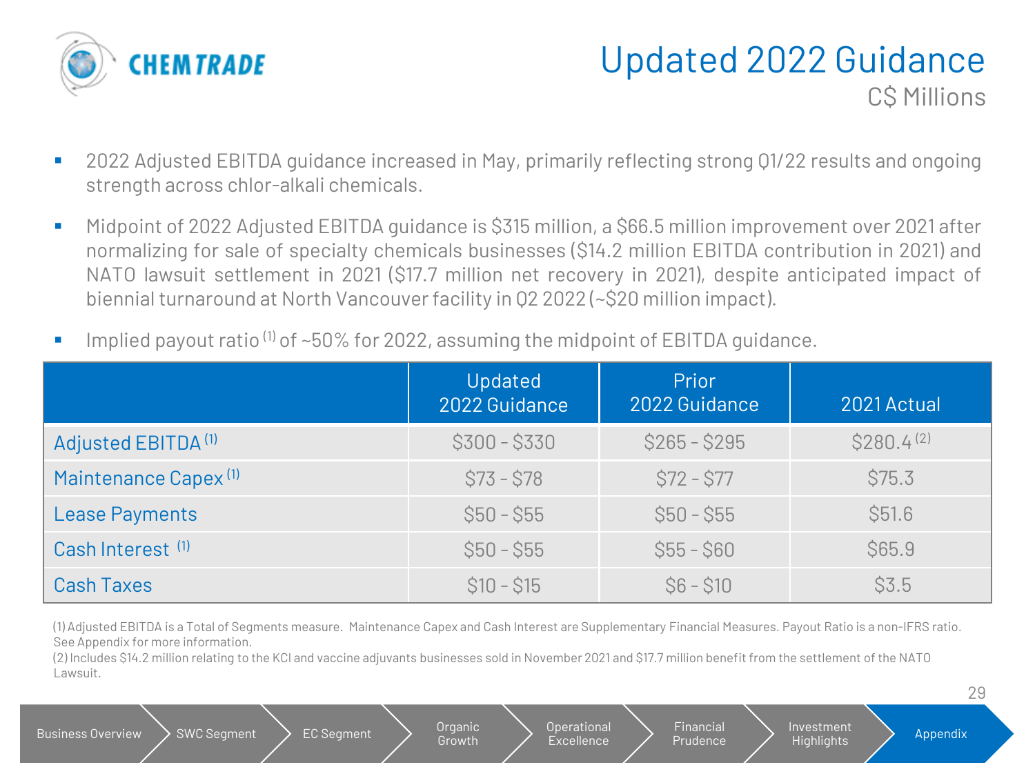# Updated 2022 Guidance

C$ Millions

- 2022 Adjusted EBITDA guidance increased in May, primarily reflecting strong Q1/22 results and ongoing strength across chlor-alkali chemicals.
- Midpoint of 2022 Adjusted EBITDA guidance is $315 million, a $66.5 million improvement over 2021 after normalizing for sale of specialty chemicals businesses ($14.2 million EBITDA contribution in 2021) and NATO lawsuit settlement in 2021 ($17.7 million net recovery in 2021), despite anticipated impact of biennial turnaround at North Vancouver facility in Q2 2022 (~$20 million impact).
- Implied payout ratio [1] of ~50% for 2022, assuming the midpoint of EBITDA guidance.

| | Updated 2022 Guidance | Prior 2022 Guidance | 2021 Actual |
|---|---|---|---|
| Adjusted EBITDA [1] | $300 - $330 | $265 - $295 | $280.4 [2] |
| Maintenance Capex [1] | $73 - $78 | $72 - $77 | $75.3 |
| Lease Payments | $50 - $55 | $50 - $55 | $51.6 |
| Cash Interest [1] | $50 - $55 | $55 - $60 | $65.9 |
| Cash Taxes | $10 - $15 | $6 - $10 | $3.5 |

(1) Adjusted EBITDA is a Total of Segments measure. Maintenance Capex and Cash Interest are Supplementary Financial Measures. Payout Ratio is a non-IFRS ratio. See Appendix for more information.

(2) Includes $14.2 million relating to the KCl and vaccine adjuvants businesses sold in November 2021 and $17.7 million benefit from the settlement of the NATO Lawsuit.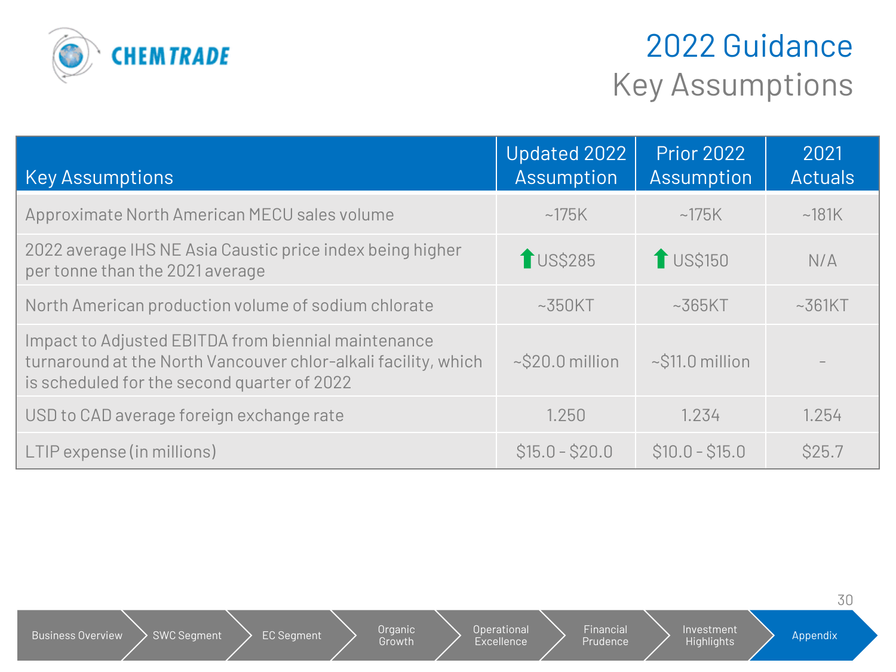# 2022 Guidance

## Key Assumptions

| Key Assumptions | Updated 2022 Assumption | Prior 2022 Assumption | 2021 Actuals |
|---|---|---|---|
| Approximate North American MECU sales volume | ~175K | ~175K | ~181K |
| 2022 average IHS NE Asia Caustic price index being higher per tonne than the 2021 average | ⬆ US$285 | ⬆ US$150 | N/A |
| North American production volume of sodium chlorate | ~350KT | ~365KT | ~361KT |
| Impact to Adjusted EBITDA from biennial maintenance turnaround at the North Vancouver chlor-alkali facility, which is scheduled for the second quarter of 2022 | ~$20.0 million | ~$11.0 million | - |
| USD to CAD average foreign exchange rate | 1.250 | 1.234 | 1.254 |
| LTIP expense (in millions) | $15.0 - $20.0 | $10.0 - $15.0 | $25.7 |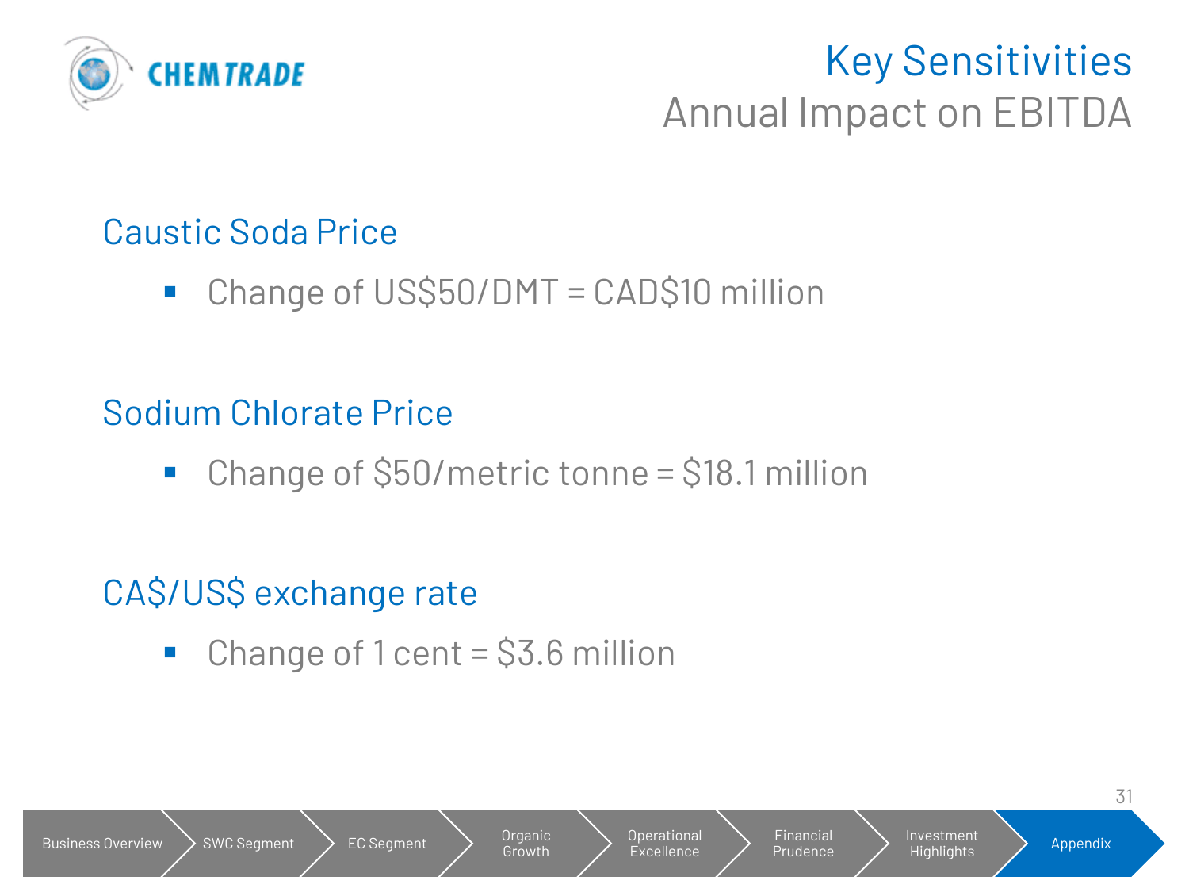# Key Sensitivities

## Annual Impact on EBITDA

### Caustic Soda Price

- Change of US$50/DMT = CAD$10 million

### Sodium Chlorate Price

- Change of $50/metric tonne = $18.1 million

### CA$/US$ exchange rate

- Change of 1 cent = $3.6 million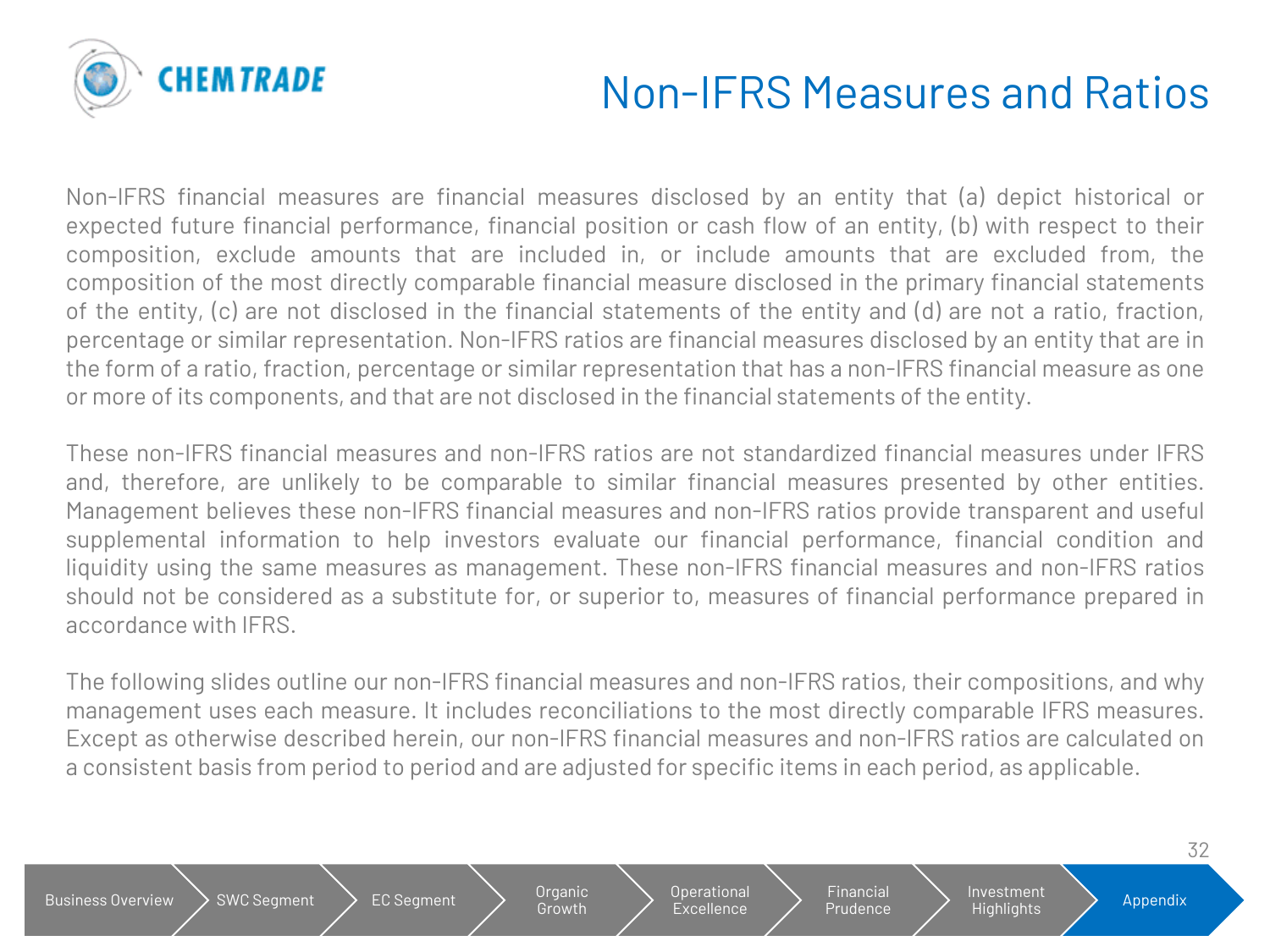# Non-IFRS Measures and Ratios

Non-IFRS financial measures are financial measures disclosed by an entity that (a) depict historical or expected future financial performance, financial position or cash flow of an entity, (b) with respect to their composition, exclude amounts that are included in, or include amounts that are excluded from, the composition of the most directly comparable financial measure disclosed in the primary financial statements of the entity, (c) are not disclosed in the financial statements of the entity and (d) are not a ratio, fraction, percentage or similar representation. Non-IFRS ratios are financial measures disclosed by an entity that are in the form of a ratio, fraction, percentage or similar representation that has a non-IFRS financial measure as one or more of its components, and that are not disclosed in the financial statements of the entity.

These non-IFRS financial measures and non-IFRS ratios are not standardized financial measures under IFRS and, therefore, are unlikely to be comparable to similar financial measures presented by other entities. Management believes these non-IFRS financial measures and non-IFRS ratios provide transparent and useful supplemental information to help investors evaluate our financial performance, financial condition and liquidity using the same measures as management. These non-IFRS financial measures and non-IFRS ratios should not be considered as a substitute for, or superior to, measures of financial performance prepared in accordance with IFRS.

The following slides outline our non-IFRS financial measures and non-IFRS ratios, their compositions, and why management uses each measure. It includes reconciliations to the most directly comparable IFRS measures. Except as otherwise described herein, our non-IFRS financial measures and non-IFRS ratios are calculated on a consistent basis from period to period and are adjusted for specific items in each period, as applicable.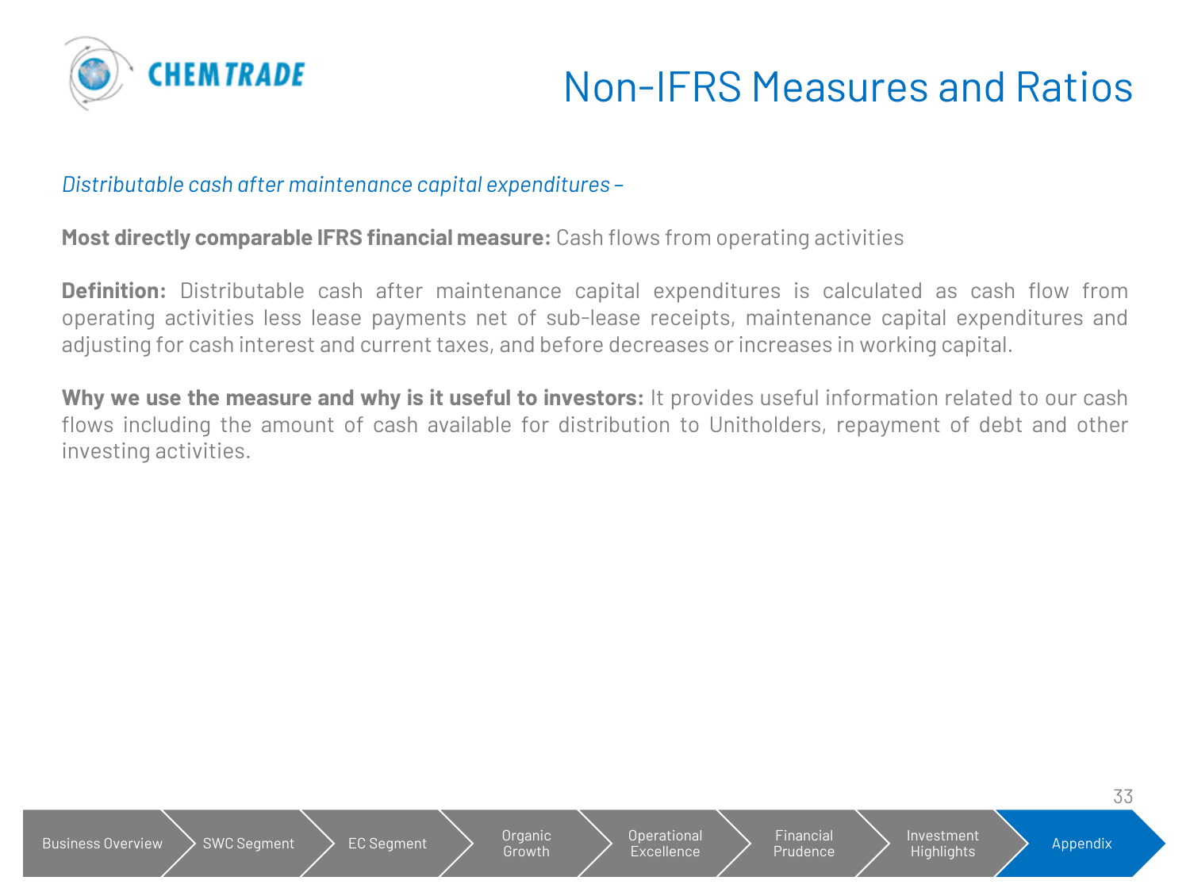# Non-IFRS Measures and Ratios

*Distributable cash after maintenance capital expenditures –*

**Most directly comparable IFRS financial measure:** Cash flows from operating activities

**Definition:** Distributable cash after maintenance capital expenditures is calculated as cash flow from operating activities less lease payments net of sub-lease receipts, maintenance capital expenditures and adjusting for cash interest and current taxes, and before decreases or increases in working capital.

**Why we use the measure and why is it useful to investors:** It provides useful information related to our cash flows including the amount of cash available for distribution to Unitholders, repayment of debt and other investing activities.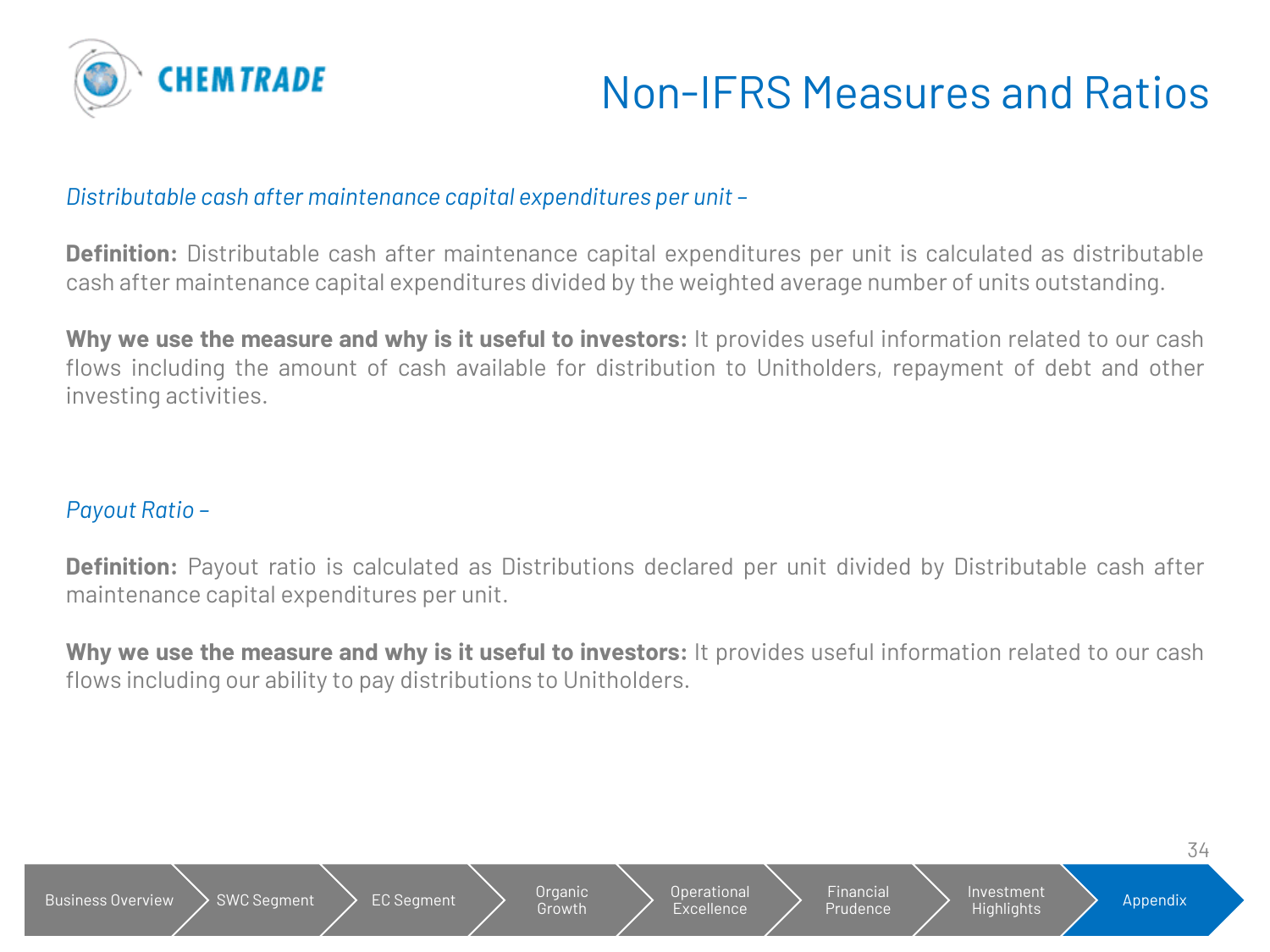# Non-IFRS Measures and Ratios

*Distributable cash after maintenance capital expenditures per unit –*

**Definition:** Distributable cash after maintenance capital expenditures per unit is calculated as distributable cash after maintenance capital expenditures divided by the weighted average number of units outstanding.

**Why we use the measure and why is it useful to investors:** It provides useful information related to our cash flows including the amount of cash available for distribution to Unitholders, repayment of debt and other investing activities.

*Payout Ratio –*

**Definition:** Payout ratio is calculated as Distributions declared per unit divided by Distributable cash after maintenance capital expenditures per unit.

**Why we use the measure and why is it useful to investors:** It provides useful information related to our cash flows including our ability to pay distributions to Unitholders.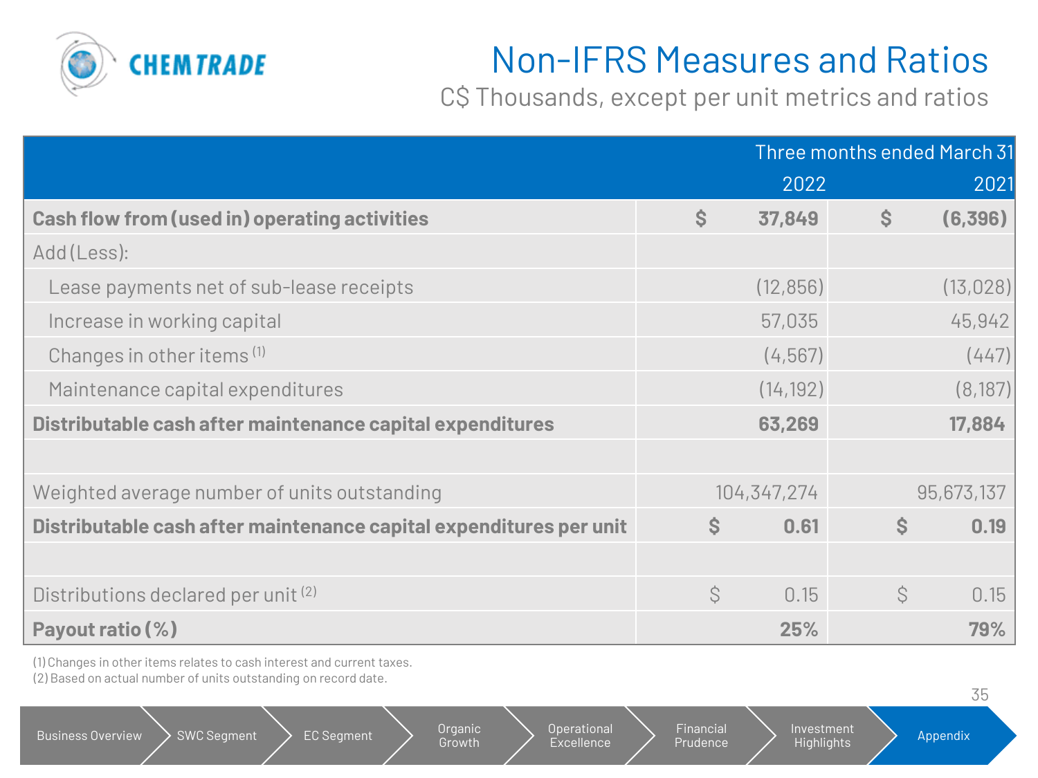# Non-IFRS Measures and Ratios

## C$ Thousands, except per unit metrics and ratios

| | Three months ended March 31 | |
|---|---|---|
| | 2022 | 2021 |
| **Cash flow from (used in) operating activities** | **$ 37,849** | **$ (6,396)** |
| Add (Less): | | |
| Lease payments net of sub-lease receipts | (12,856) | (13,028) |
| Increase in working capital | 57,035 | 45,942 |
| Changes in other items [(1)] | (4,567) | (447) |
| Maintenance capital expenditures | (14,192) | (8,187) |
| **Distributable cash after maintenance capital expenditures** | **63,269** | **17,884** |
| | | |
| Weighted average number of units outstanding | 104,347,274 | 95,673,137 |
| **Distributable cash after maintenance capital expenditures per unit** | **$ 0.61** | **$ 0.19** |
| | | |
| Distributions declared per unit [(2)] | $ 0.15 | $ 0.15 |
| **Payout ratio (%)** | **25%** | **79%** |

(1) Changes in other items relates to cash interest and current taxes.

(2) Based on actual number of units outstanding on record date.

Business Overview | SWC Segment | EC Segment | Organic Growth | Operational Excellence | Financial Prudence | Investment Highlights | Appendix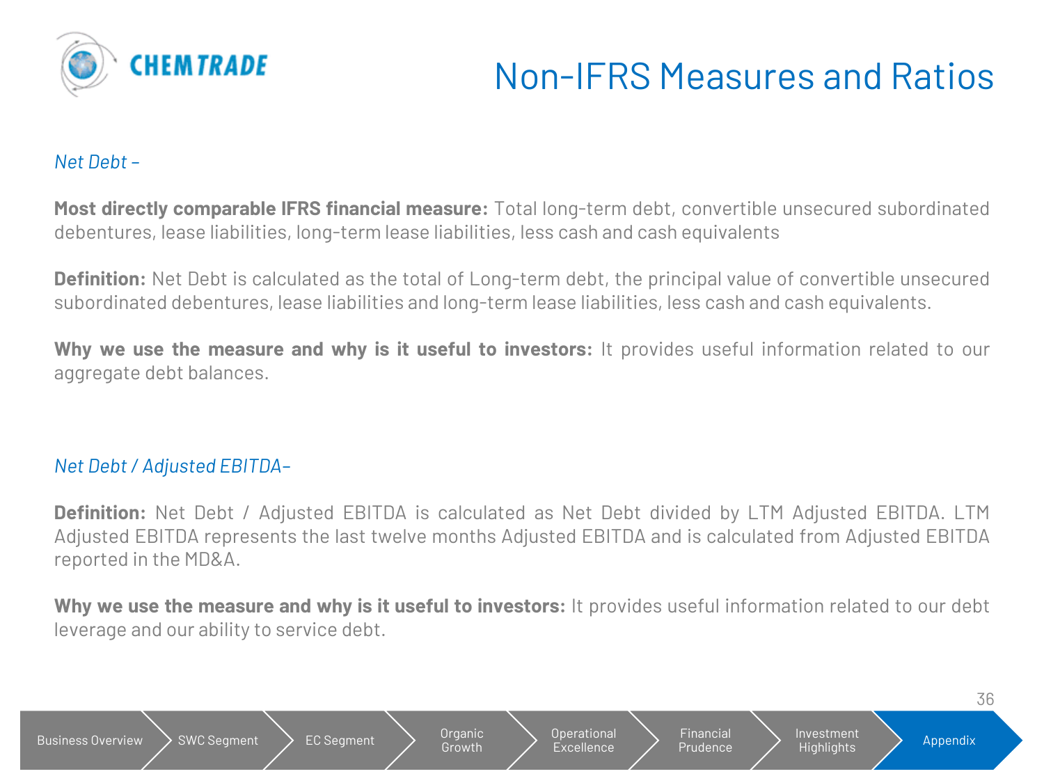# Non-IFRS Measures and Ratios

*Net Debt –*

**Most directly comparable IFRS financial measure:** Total long-term debt, convertible unsecured subordinated debentures, lease liabilities, long-term lease liabilities, less cash and cash equivalents

**Definition:** Net Debt is calculated as the total of Long-term debt, the principal value of convertible unsecured subordinated debentures, lease liabilities and long-term lease liabilities, less cash and cash equivalents.

**Why we use the measure and why is it useful to investors:** It provides useful information related to our aggregate debt balances.

*Net Debt / Adjusted EBITDA–*

**Definition:** Net Debt / Adjusted EBITDA is calculated as Net Debt divided by LTM Adjusted EBITDA. LTM Adjusted EBITDA represents the last twelve months Adjusted EBITDA and is calculated from Adjusted EBITDA reported in the MD&A.

**Why we use the measure and why is it useful to investors:** It provides useful information related to our debt leverage and our ability to service debt.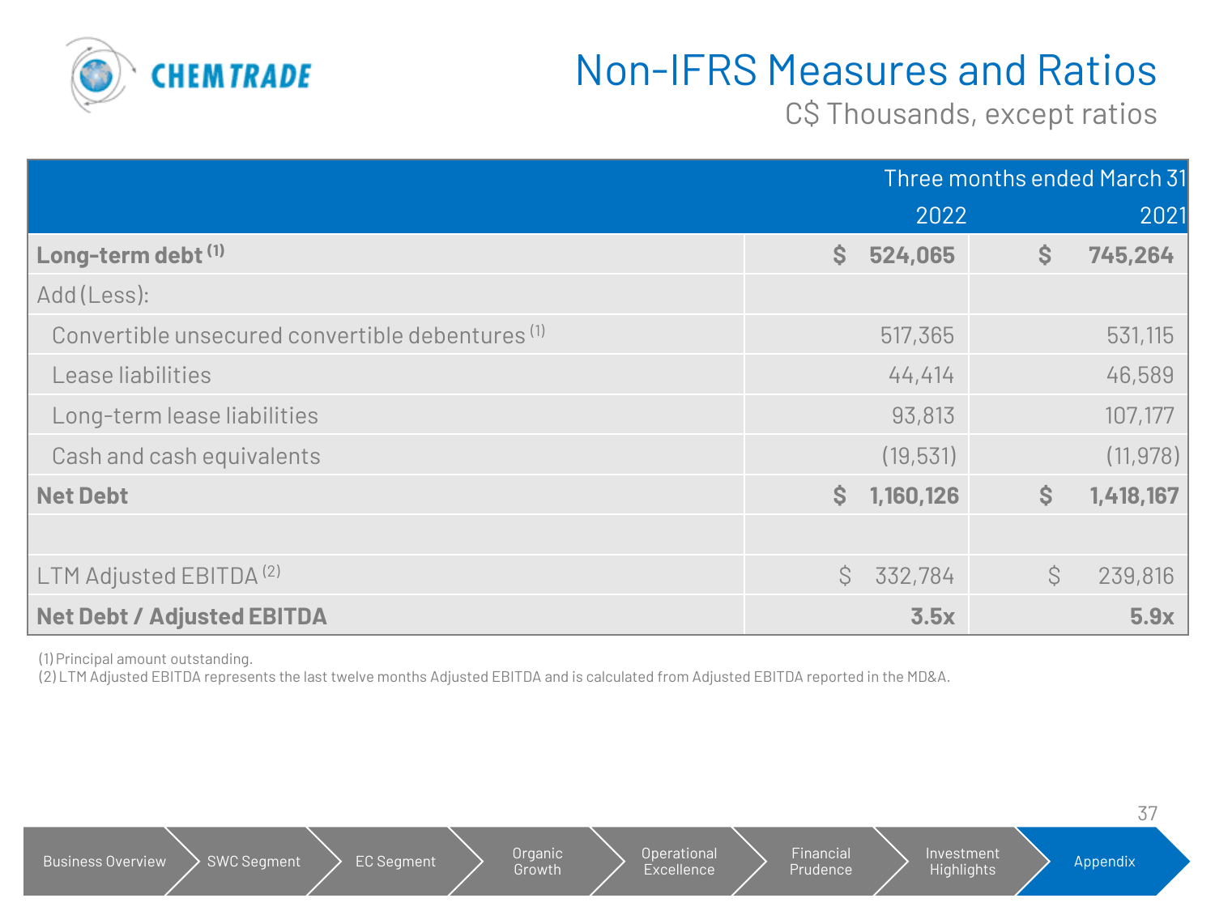# Non-IFRS Measures and Ratios

C$ Thousands, except ratios

| | Three months ended March 31 | |
|---|---|---|
| | 2022 | 2021 |
| **Long-term debt [1]** | **$ 524,065** | **$ 745,264** |
| Add (Less): | | |
| Convertible unsecured convertible debentures [1] | 517,365 | 531,115 |
| Lease liabilities | 44,414 | 46,589 |
| Long-term lease liabilities | 93,813 | 107,177 |
| Cash and cash equivalents | (19,531) | (11,978) |
| **Net Debt** | **$ 1,160,126** | **$ 1,418,167** |
| | | |
| LTM Adjusted EBITDA [2] | $ 332,784 | $ 239,816 |
| **Net Debt / Adjusted EBITDA** | **3.5x** | **5.9x** |

(1) Principal amount outstanding.
(2) LTM Adjusted EBITDA represents the last twelve months Adjusted EBITDA and is calculated from Adjusted EBITDA reported in the MD&A.

Business Overview | SWC Segment | EC Segment | Organic Growth | Operational Excellence | Financial Prudence | Investment Highlights | Appendix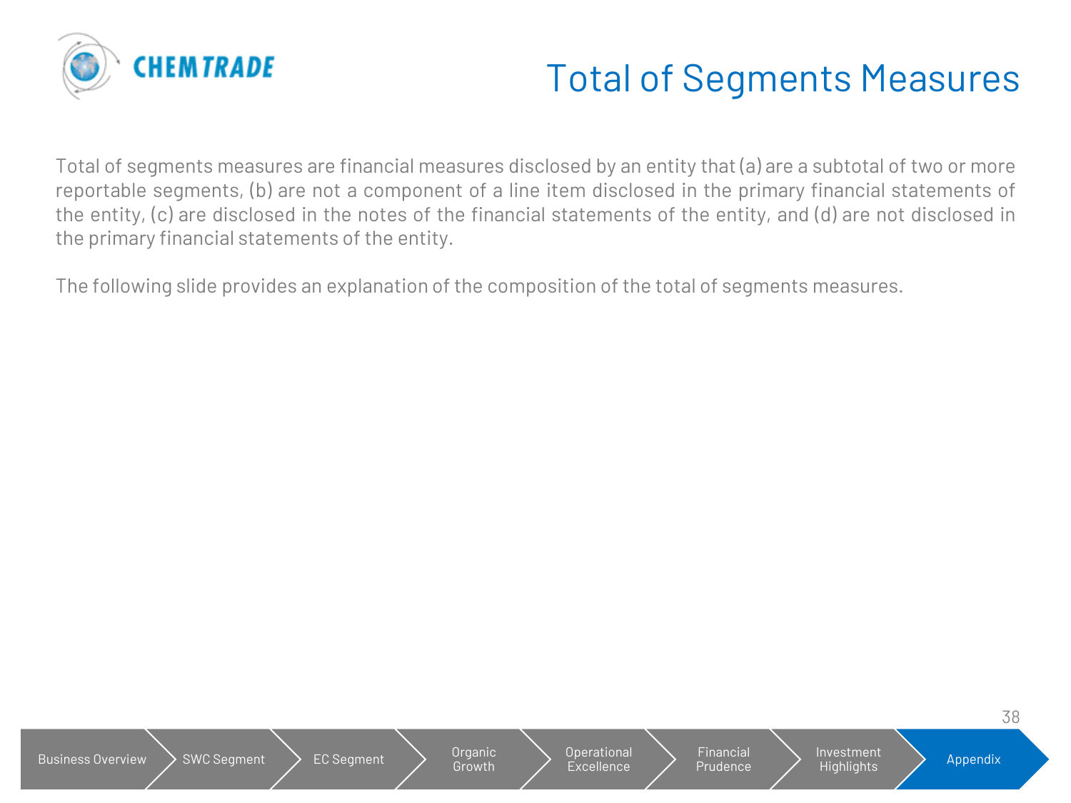# Total of Segments Measures

Total of segments measures are financial measures disclosed by an entity that (a) are a subtotal of two or more reportable segments, (b) are not a component of a line item disclosed in the primary financial statements of the entity, (c) are disclosed in the notes of the financial statements of the entity, and (d) are not disclosed in the primary financial statements of the entity.

The following slide provides an explanation of the composition of the total of segments measures.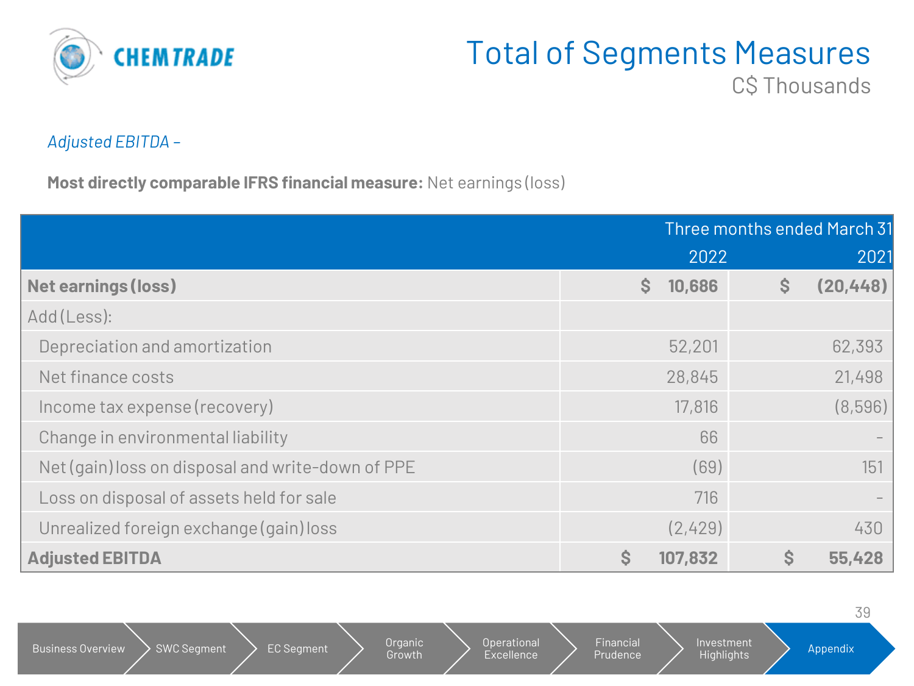# Total of Segments Measures

C$ Thousands

*Adjusted EBITDA –*

**Most directly comparable IFRS financial measure:** Net earnings (loss)

| | Three months ended March 31 | |
|---|---|---|
| | 2022 | 2021 |
| **Net earnings (loss)** | **$ 10,686** | **$ (20,448)** |
| Add (Less): | | |
| Depreciation and amortization | 52,201 | 62,393 |
| Net finance costs | 28,845 | 21,498 |
| Income tax expense (recovery) | 17,816 | (8,596) |
| Change in environmental liability | 66 | – |
| Net (gain) loss on disposal and write-down of PPE | (69) | 151 |
| Loss on disposal of assets held for sale | 716 | – |
| Unrealized foreign exchange (gain) loss | (2,429) | 430 |
| **Adjusted EBITDA** | **$ 107,832** | **$ 55,428** |

Business Overview | SWC Segment | EC Segment | Organic Growth | Operational Excellence | Financial Prudence | Investment Highlights | Appendix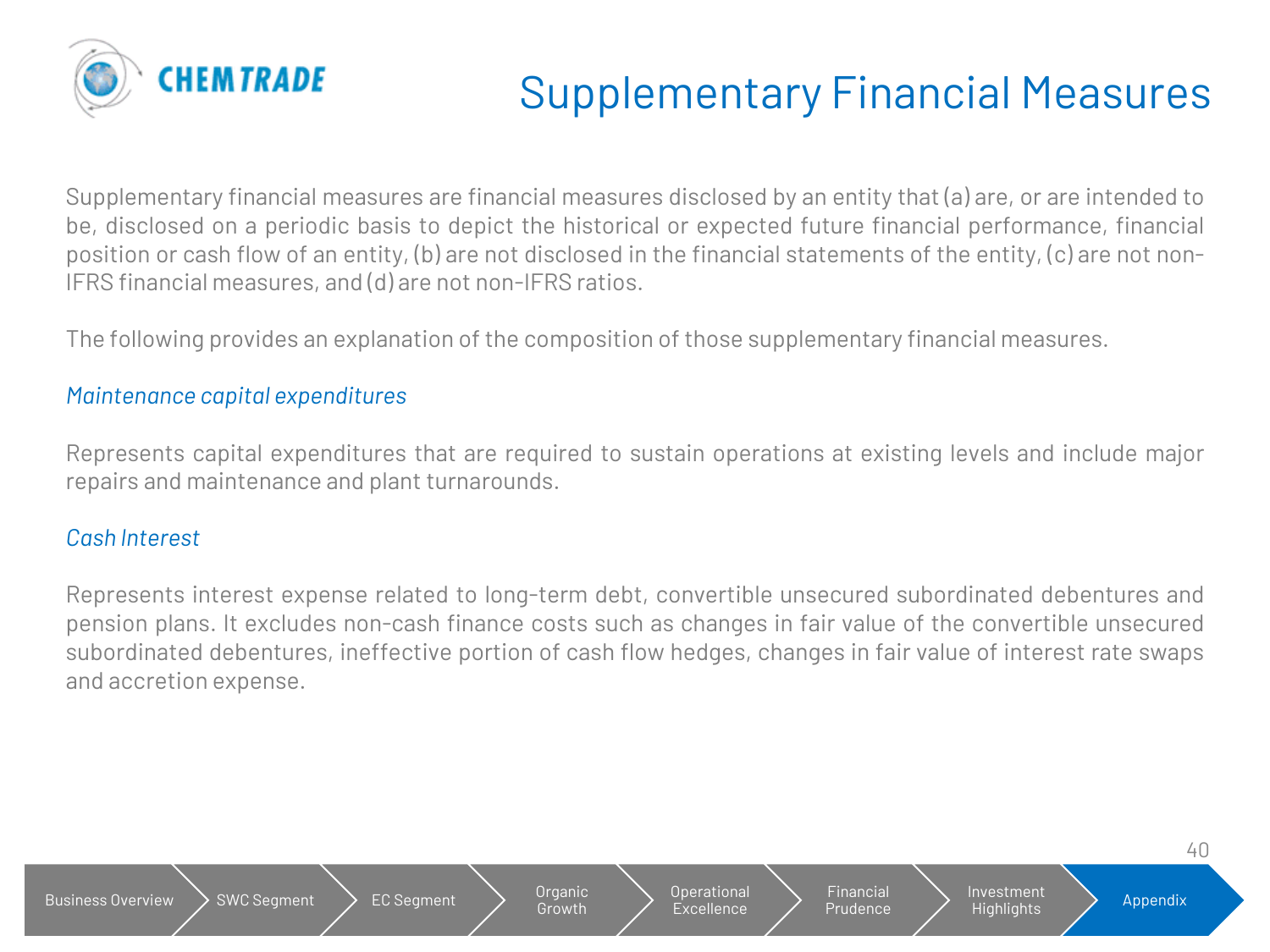# Supplementary Financial Measures

Supplementary financial measures are financial measures disclosed by an entity that (a) are, or are intended to be, disclosed on a periodic basis to depict the historical or expected future financial performance, financial position or cash flow of an entity, (b) are not disclosed in the financial statements of the entity, (c) are not non-IFRS financial measures, and (d) are not non-IFRS ratios.

The following provides an explanation of the composition of those supplementary financial measures.

*Maintenance capital expenditures*

Represents capital expenditures that are required to sustain operations at existing levels and include major repairs and maintenance and plant turnarounds.

*Cash Interest*

Represents interest expense related to long-term debt, convertible unsecured subordinated debentures and pension plans. It excludes non-cash finance costs such as changes in fair value of the convertible unsecured subordinated debentures, ineffective portion of cash flow hedges, changes in fair value of interest rate swaps and accretion expense.